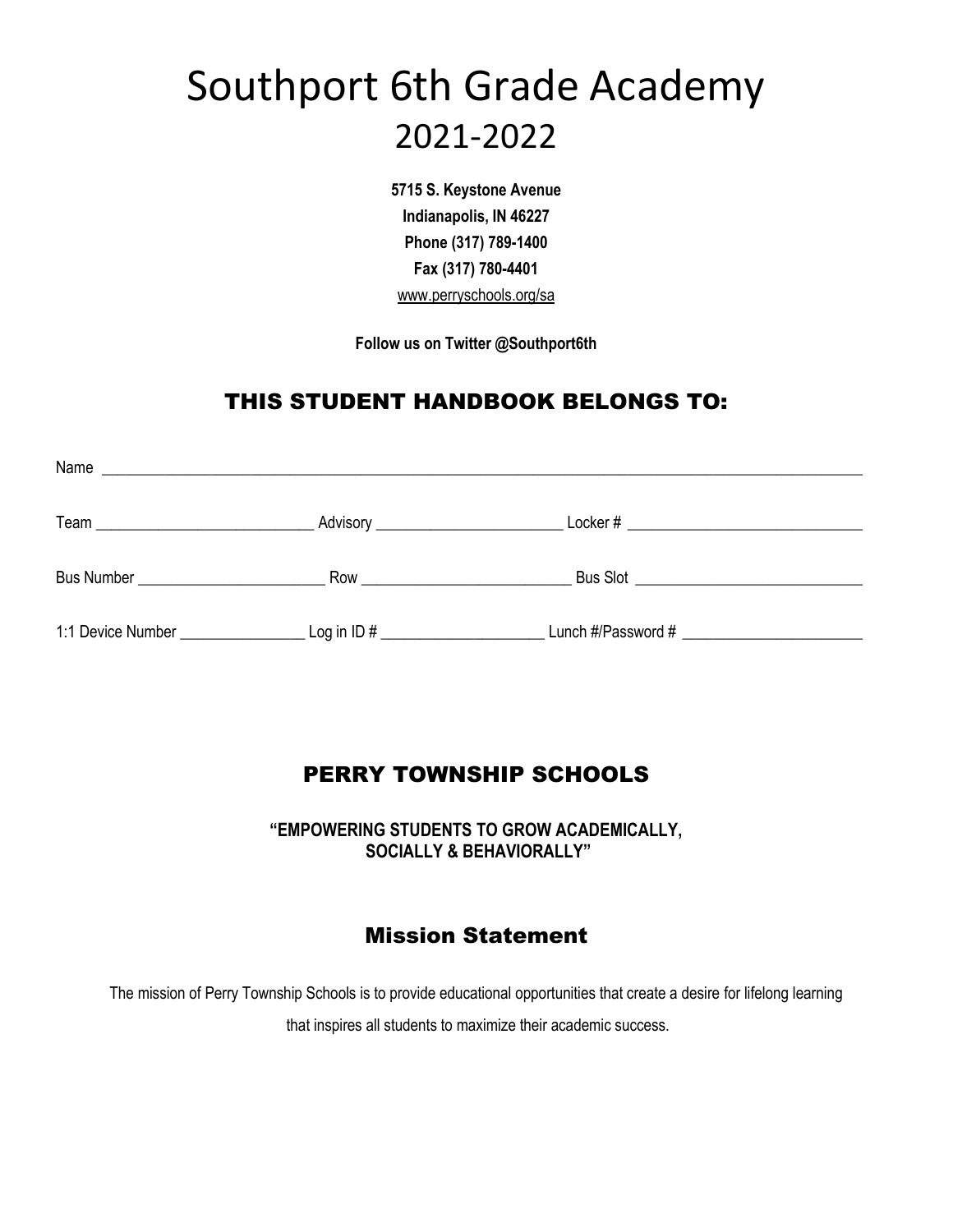# Southport 6th Grade Academy
## 2021-2022

**5715 S. Keystone Avenue**
**Indianapolis, IN 46227**
**Phone (317) 789-1400**
**Fax (317) 780-4401**
www.perryschools.org/sa

**Follow us on Twitter @Southport6th**

## THIS STUDENT HANDBOOK BELONGS TO:

Name ______________________________________________________________________________

Team ___________________________ Advisory _______________________ Locker # _____________________________

Bus Number _______________________ Row __________________________ Bus Slot ____________________________

1:1 Device Number _______________ Log in ID # ____________________ Lunch #/Password # _______________________

## PERRY TOWNSHIP SCHOOLS

**"EMPOWERING STUDENTS TO GROW ACADEMICALLY, SOCIALLY & BEHAVIORALLY"**

## Mission Statement

The mission of Perry Township Schools is to provide educational opportunities that create a desire for lifelong learning that inspires all students to maximize their academic success.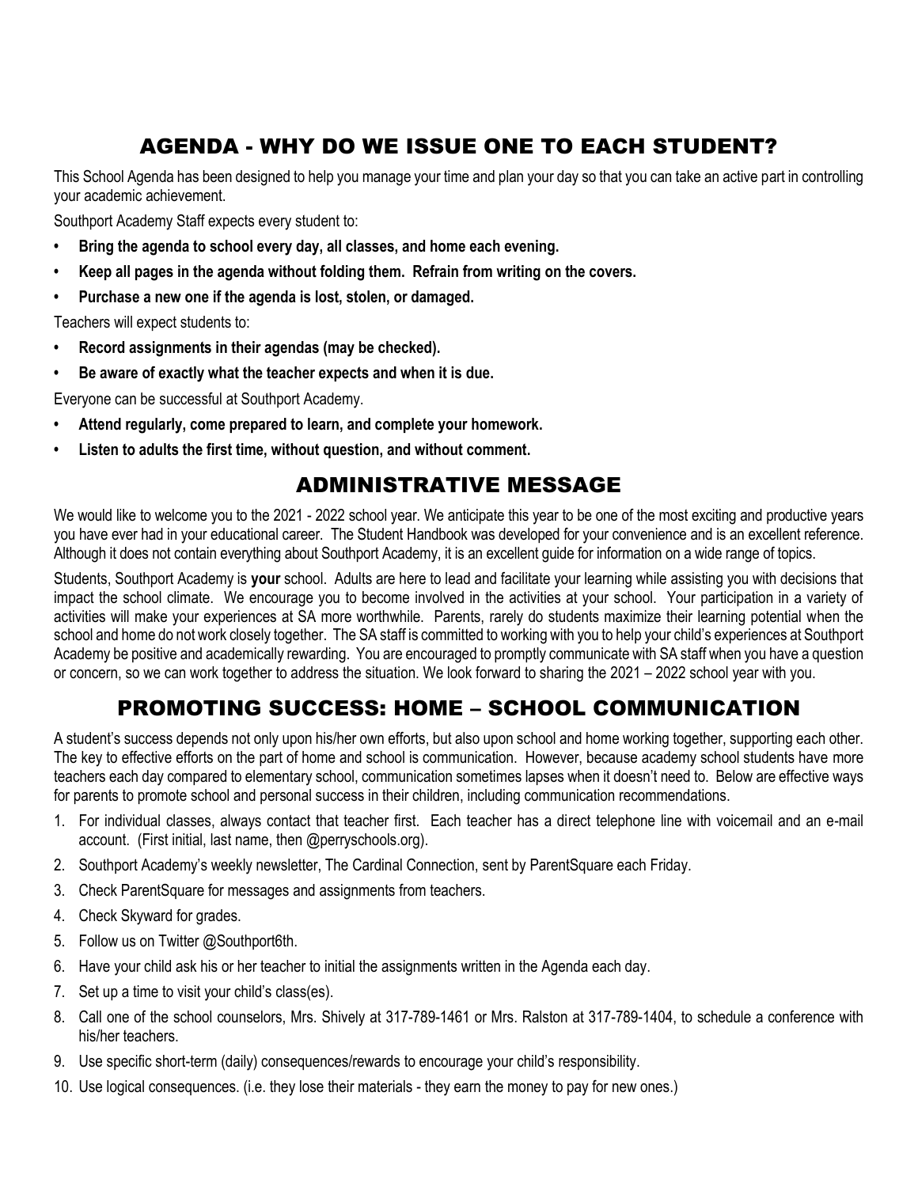## AGENDA - WHY DO WE ISSUE ONE TO EACH STUDENT?

This School Agenda has been designed to help you manage your time and plan your day so that you can take an active part in controlling your academic achievement.

Southport Academy Staff expects every student to:

- **Bring the agenda to school every day, all classes, and home each evening.**
- **Keep all pages in the agenda without folding them. Refrain from writing on the covers.**
- **Purchase a new one if the agenda is lost, stolen, or damaged.**

Teachers will expect students to:

- **Record assignments in their agendas (may be checked).**
- **Be aware of exactly what the teacher expects and when it is due.**

Everyone can be successful at Southport Academy.

- **Attend regularly, come prepared to learn, and complete your homework.**
- **Listen to adults the first time, without question, and without comment.**

## ADMINISTRATIVE MESSAGE

We would like to welcome you to the 2021 - 2022 school year. We anticipate this year to be one of the most exciting and productive years you have ever had in your educational career. The Student Handbook was developed for your convenience and is an excellent reference. Although it does not contain everything about Southport Academy, it is an excellent guide for information on a wide range of topics.

Students, Southport Academy is **your** school. Adults are here to lead and facilitate your learning while assisting you with decisions that impact the school climate. We encourage you to become involved in the activities at your school. Your participation in a variety of activities will make your experiences at SA more worthwhile. Parents, rarely do students maximize their learning potential when the school and home do not work closely together. The SA staff is committed to working with you to help your child's experiences at Southport Academy be positive and academically rewarding. You are encouraged to promptly communicate with SA staff when you have a question or concern, so we can work together to address the situation. We look forward to sharing the 2021 – 2022 school year with you.

## PROMOTING SUCCESS: HOME – SCHOOL COMMUNICATION

A student's success depends not only upon his/her own efforts, but also upon school and home working together, supporting each other. The key to effective efforts on the part of home and school is communication. However, because academy school students have more teachers each day compared to elementary school, communication sometimes lapses when it doesn't need to. Below are effective ways for parents to promote school and personal success in their children, including communication recommendations.

1. For individual classes, always contact that teacher first. Each teacher has a direct telephone line with voicemail and an e-mail account. (First initial, last name, then @perryschools.org).
2. Southport Academy's weekly newsletter, The Cardinal Connection, sent by ParentSquare each Friday.
3. Check ParentSquare for messages and assignments from teachers.
4. Check Skyward for grades.
5. Follow us on Twitter @Southport6th.
6. Have your child ask his or her teacher to initial the assignments written in the Agenda each day.
7. Set up a time to visit your child's class(es).
8. Call one of the school counselors, Mrs. Shively at 317-789-1461 or Mrs. Ralston at 317-789-1404, to schedule a conference with his/her teachers.
9. Use specific short-term (daily) consequences/rewards to encourage your child's responsibility.
10. Use logical consequences. (i.e. they lose their materials - they earn the money to pay for new ones.)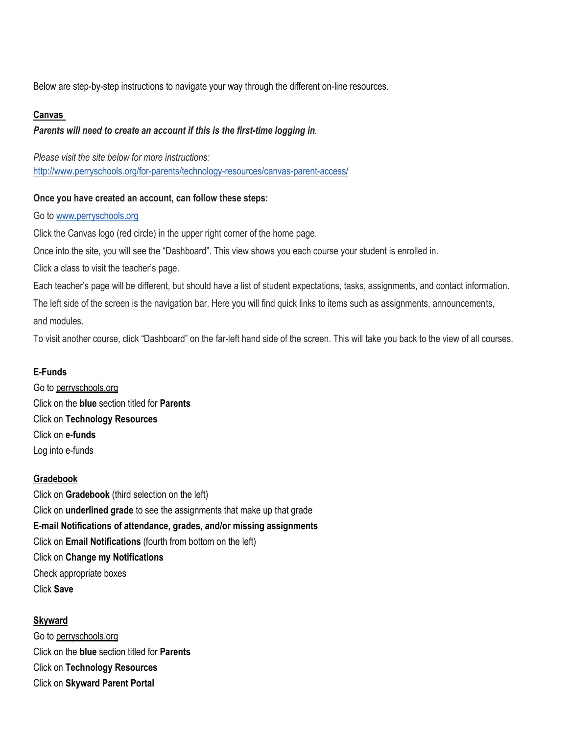Below are step-by-step instructions to navigate your way through the different on-line resources.

**Canvas**

***Parents will need to create an account if this is the first-time logging in*.**

*Please visit the site below for more instructions:*
[http://www.perryschools.org/for-parents/technology-resources/canvas-parent-access/](http://www.perryschools.org/for-parents/technology-resources/canvas-parent-access/)

**Once you have created an account, can follow these steps:**

Go to [www.perryschools.org](www.perryschools.org)

Click the Canvas logo (red circle) in the upper right corner of the home page.

Once into the site, you will see the "Dashboard". This view shows you each course your student is enrolled in.

Click a class to visit the teacher's page.

Each teacher's page will be different, but should have a list of student expectations, tasks, assignments, and contact information.

The left side of the screen is the navigation bar. Here you will find quick links to items such as assignments, announcements, and modules.

To visit another course, click "Dashboard" on the far-left hand side of the screen. This will take you back to the view of all courses.

**E-Funds**

Go to perryschools.org

Click on the **blue** section titled for **Parents**

Click on **Technology Resources**

Click on **e-funds**

Log into e-funds

**Gradebook**

Click on **Gradebook** (third selection on the left)

Click on **underlined grade** to see the assignments that make up that grade

**E-mail Notifications of attendance, grades, and/or missing assignments**

Click on **Email Notifications** (fourth from bottom on the left)

Click on **Change my Notifications**

Check appropriate boxes

Click **Save**

**Skyward**

Go to perryschools.org

Click on the **blue** section titled for **Parents**

Click on **Technology Resources**

Click on **Skyward Parent Portal**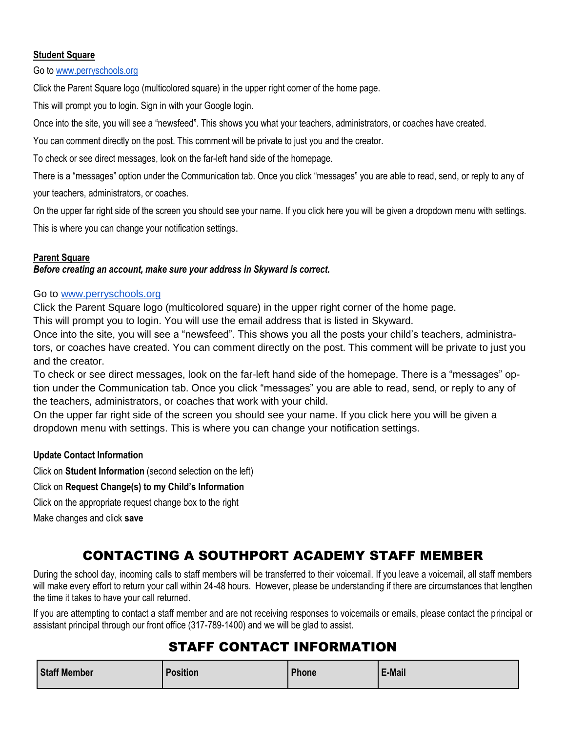**Student Square**

Go to www.perryschools.org

Click the Parent Square logo (multicolored square) in the upper right corner of the home page.

This will prompt you to login. Sign in with your Google login.

Once into the site, you will see a "newsfeed". This shows you what your teachers, administrators, or coaches have created.

You can comment directly on the post. This comment will be private to just you and the creator.

To check or see direct messages, look on the far-left hand side of the homepage.

There is a "messages" option under the Communication tab. Once you click "messages" you are able to read, send, or reply to any of your teachers, administrators, or coaches.

On the upper far right side of the screen you should see your name. If you click here you will be given a dropdown menu with settings. This is where you can change your notification settings.

**Parent Square**

***Before creating an account, make sure your address in Skyward is correct.***

Go to www.perryschools.org
Click the Parent Square logo (multicolored square) in the upper right corner of the home page.
This will prompt you to login. You will use the email address that is listed in Skyward.
Once into the site, you will see a "newsfeed". This shows you all the posts your child's teachers, administrators, or coaches have created. You can comment directly on the post. This comment will be private to just you and the creator.
To check or see direct messages, look on the far-left hand side of the homepage. There is a "messages" option under the Communication tab. Once you click "messages" you are able to read, send, or reply to any of the teachers, administrators, or coaches that work with your child.
On the upper far right side of the screen you should see your name. If you click here you will be given a dropdown menu with settings. This is where you can change your notification settings.

**Update Contact Information**

Click on **Student Information** (second selection on the left)

Click on **Request Change(s) to my Child's Information**

Click on the appropriate request change box to the right

Make changes and click **save**

## CONTACTING A SOUTHPORT ACADEMY STAFF MEMBER

During the school day, incoming calls to staff members will be transferred to their voicemail. If you leave a voicemail, all staff members will make every effort to return your call within 24-48 hours. However, please be understanding if there are circumstances that lengthen the time it takes to have your call returned.

If you are attempting to contact a staff member and are not receiving responses to voicemails or emails, please contact the principal or assistant principal through our front office (317-789-1400) and we will be glad to assist.

## STAFF CONTACT INFORMATION

| Staff Member | Position | Phone | E-Mail |
|---|---|---|---|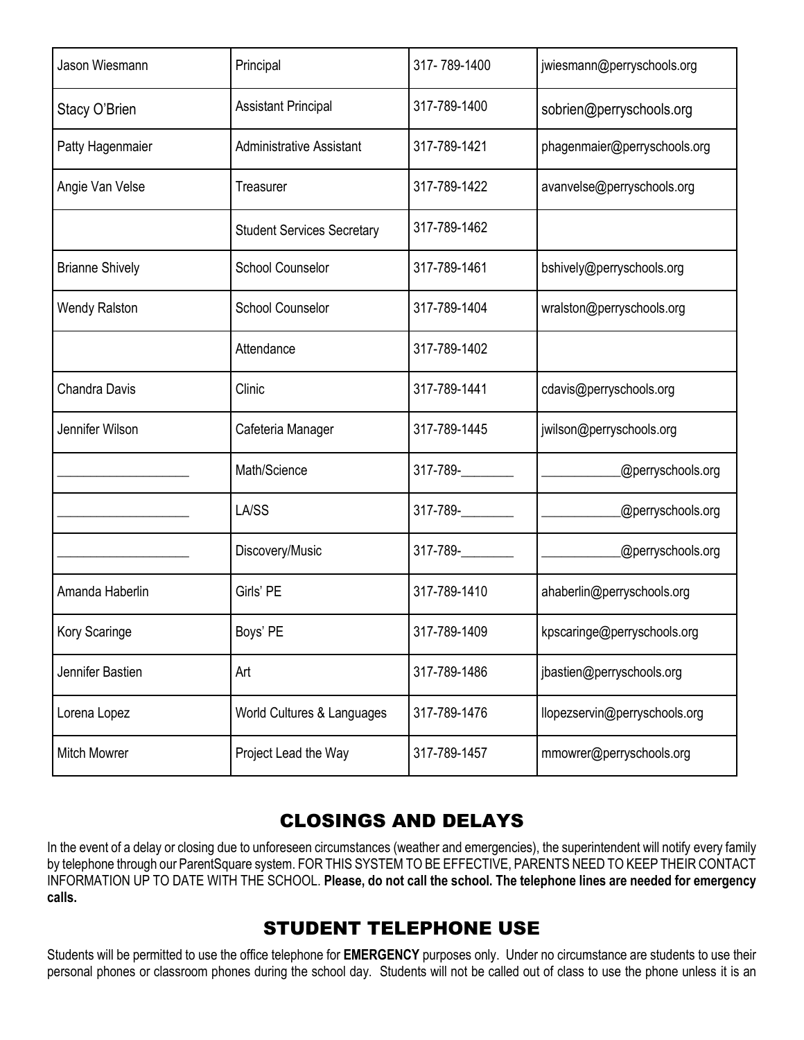| Jason Wiesmann | Principal | 317- 789-1400 | jwiesmann@perryschools.org |
|---|---|---|---|
| Stacy O'Brien | Assistant Principal | 317-789-1400 | sobrien@perryschools.org |
| Patty Hagenmaier | Administrative Assistant | 317-789-1421 | phagenmaier@perryschools.org |
| Angie Van Velse | Treasurer | 317-789-1422 | avanvelse@perryschools.org |
| | Student Services Secretary | 317-789-1462 | |
| Brianne Shively | School Counselor | 317-789-1461 | bshively@perryschools.org |
| Wendy Ralston | School Counselor | 317-789-1404 | wralston@perryschools.org |
| | Attendance | 317-789-1402 | |
| Chandra Davis | Clinic | 317-789-1441 | cdavis@perryschools.org |
| Jennifer Wilson | Cafeteria Manager | 317-789-1445 | jwilson@perryschools.org |
| ___________________ | Math/Science | 317-789-________ | ___________@perryschools.org |
| ___________________ | LA/SS | 317-789-________ | ___________@perryschools.org |
| ___________________ | Discovery/Music | 317-789-________ | ___________@perryschools.org |
| Amanda Haberlin | Girls' PE | 317-789-1410 | ahaberlin@perryschools.org |
| Kory Scaringe | Boys' PE | 317-789-1409 | kpscaringe@perryschools.org |
| Jennifer Bastien | Art | 317-789-1486 | jbastien@perryschools.org |
| Lorena Lopez | World Cultures & Languages | 317-789-1476 | llopezservin@perryschools.org |
| Mitch Mowrer | Project Lead the Way | 317-789-1457 | mmowrer@perryschools.org |

## CLOSINGS AND DELAYS

In the event of a delay or closing due to unforeseen circumstances (weather and emergencies), the superintendent will notify every family by telephone through our ParentSquare system. FOR THIS SYSTEM TO BE EFFECTIVE, PARENTS NEED TO KEEP THEIR CONTACT INFORMATION UP TO DATE WITH THE SCHOOL. **Please, do not call the school. The telephone lines are needed for emergency calls.**

## STUDENT TELEPHONE USE

Students will be permitted to use the office telephone for **EMERGENCY** purposes only. Under no circumstance are students to use their personal phones or classroom phones during the school day. Students will not be called out of class to use the phone unless it is an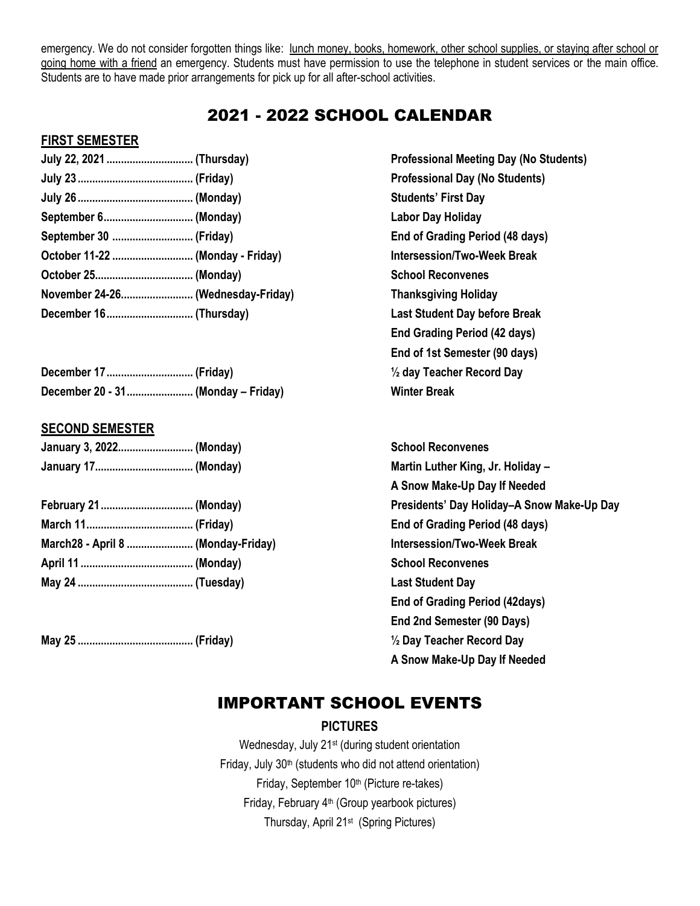emergency. We do not consider forgotten things like: lunch money, books, homework, other school supplies, or staying after school or going home with a friend an emergency. Students must have permission to use the telephone in student services or the main office. Students are to have made prior arrangements for pick up for all after-school activities.

# 2021 - 2022 SCHOOL CALENDAR

## FIRST SEMESTER

| Date | Day | Event |
|---|---|---|
| **July 22, 2021** | **(Thursday)** | **Professional Meeting Day (No Students)** |
| **July 23** | **(Friday)** | **Professional Day (No Students)** |
| **July 26** | **(Monday)** | **Students' First Day** |
| **September 6** | **(Monday)** | **Labor Day Holiday** |
| **September 30** | **(Friday)** | **End of Grading Period (48 days)** |
| **October 11-22** | **(Monday - Friday)** | **Intersession/Two-Week Break** |
| **October 25** | **(Monday)** | **School Reconvenes** |
| **November 24-26** | **(Wednesday-Friday)** | **Thanksgiving Holiday** |
| **December 16** | **(Thursday)** | **Last Student Day before Break**<br>**End Grading Period (42 days)**<br>**End of 1st Semester (90 days)** |
| **December 17** | **(Friday)** | **½ day Teacher Record Day** |
| **December 20 - 31** | **(Monday – Friday)** | **Winter Break** |

## SECOND SEMESTER

| Date | Day | Event |
|---|---|---|
| **January 3, 2022** | **(Monday)** | **School Reconvenes** |
| **January 17** | **(Monday)** | **Martin Luther King, Jr. Holiday –**<br>**A Snow Make-Up Day If Needed** |
| **February 21** | **(Monday)** | **Presidents' Day Holiday–A Snow Make-Up Day** |
| **March 11** | **(Friday)** | **End of Grading Period (48 days)** |
| **March28 - April 8** | **(Monday-Friday)** | **Intersession/Two-Week Break** |
| **April 11** | **(Monday)** | **School Reconvenes** |
| **May 24** | **(Tuesday)** | **Last Student Day**<br>**End of Grading Period (42days)**<br>**End 2nd Semester (90 Days)** |
| **May 25** | **(Friday)** | **½ Day Teacher Record Day**<br>**A Snow Make-Up Day If Needed** |

# IMPORTANT SCHOOL EVENTS

### PICTURES

Wednesday, July 21st (during student orientation

Friday, July 30th (students who did not attend orientation)

Friday, September 10th (Picture re-takes)

Friday, February 4th (Group yearbook pictures)

Thursday, April 21st (Spring Pictures)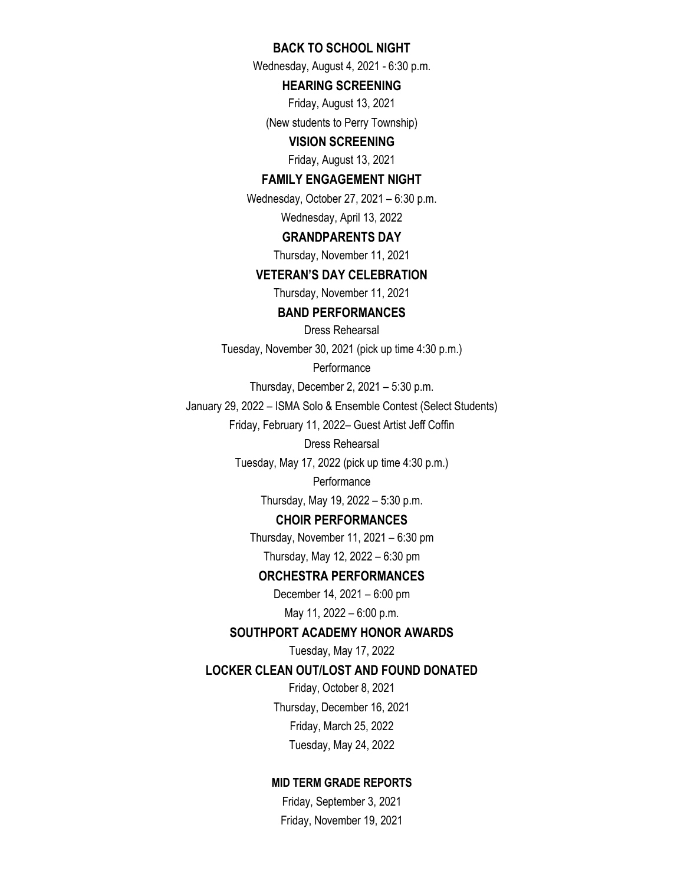**BACK TO SCHOOL NIGHT**

Wednesday, August 4, 2021 - 6:30 p.m.

**HEARING SCREENING**

Friday, August 13, 2021

(New students to Perry Township)

**VISION SCREENING**

Friday, August 13, 2021

**FAMILY ENGAGEMENT NIGHT**

Wednesday, October 27, 2021 – 6:30 p.m.

Wednesday, April 13, 2022

**GRANDPARENTS DAY**

Thursday, November 11, 2021

**VETERAN'S DAY CELEBRATION**

Thursday, November 11, 2021

**BAND PERFORMANCES**

Dress Rehearsal

Tuesday, November 30, 2021 (pick up time 4:30 p.m.)

Performance

Thursday, December 2, 2021 – 5:30 p.m.

January 29, 2022 – ISMA Solo & Ensemble Contest (Select Students)

Friday, February 11, 2022– Guest Artist Jeff Coffin

Dress Rehearsal

Tuesday, May 17, 2022 (pick up time 4:30 p.m.)

Performance

Thursday, May 19, 2022 – 5:30 p.m.

**CHOIR PERFORMANCES**

Thursday, November 11, 2021 – 6:30 pm

Thursday, May 12, 2022 – 6:30 pm

**ORCHESTRA PERFORMANCES**

December 14, 2021 – 6:00 pm

May 11, 2022 – 6:00 p.m.

**SOUTHPORT ACADEMY HONOR AWARDS**

Tuesday, May 17, 2022

**LOCKER CLEAN OUT/LOST AND FOUND DONATED**

Friday, October 8, 2021

Thursday, December 16, 2021

Friday, March 25, 2022

Tuesday, May 24, 2022

**MID TERM GRADE REPORTS**

Friday, September 3, 2021

Friday, November 19, 2021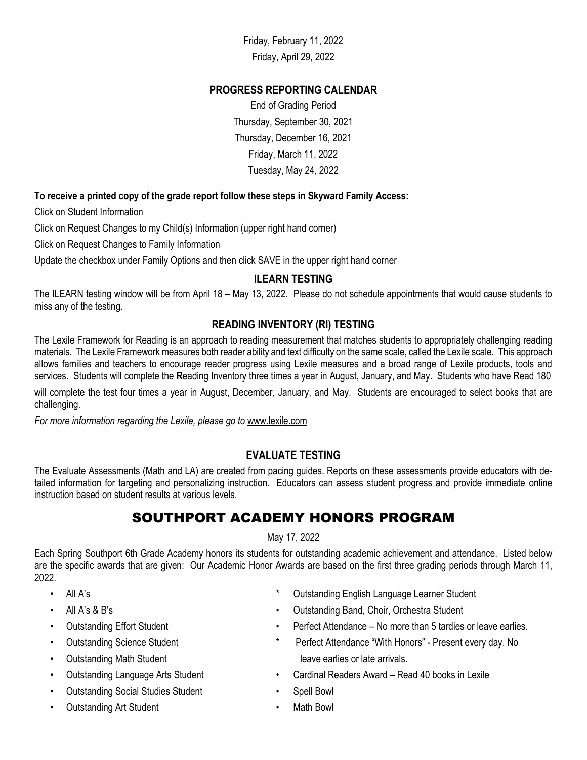Friday, February 11, 2022

Friday, April 29, 2022

### PROGRESS REPORTING CALENDAR

End of Grading Period

Thursday, September 30, 2021

Thursday, December 16, 2021

Friday, March 11, 2022

Tuesday, May 24, 2022

**To receive a printed copy of the grade report follow these steps in Skyward Family Access:**

Click on Student Information

Click on Request Changes to my Child(s) Information (upper right hand corner)

Click on Request Changes to Family Information

Update the checkbox under Family Options and then click SAVE in the upper right hand corner

### ILEARN TESTING

The ILEARN testing window will be from April 18 – May 13, 2022. Please do not schedule appointments that would cause students to miss any of the testing.

### READING INVENTORY (RI) TESTING

The Lexile Framework for Reading is an approach to reading measurement that matches students to appropriately challenging reading materials. The Lexile Framework measures both reader ability and text difficulty on the same scale, called the Lexile scale. This approach allows families and teachers to encourage reader progress using Lexile measures and a broad range of Lexile products, tools and services. Students will complete the **R**eading **I**nventory three times a year in August, January, and May. Students who have Read 180 will complete the test four times a year in August, December, January, and May. Students are encouraged to select books that are challenging.

*For more information regarding the Lexile, please go to* www.lexile.com

### EVALUATE TESTING

The Evaluate Assessments (Math and LA) are created from pacing guides. Reports on these assessments provide educators with detailed information for targeting and personalizing instruction. Educators can assess student progress and provide immediate online instruction based on student results at various levels.

## SOUTHPORT ACADEMY HONORS PROGRAM

May 17, 2022

Each Spring Southport 6th Grade Academy honors its students for outstanding academic achievement and attendance. Listed below are the specific awards that are given: Our Academic Honor Awards are based on the first three grading periods through March 11, 2022.

- All A's
- All A's & B's
- Outstanding Effort Student
- Outstanding Science Student
- Outstanding Math Student
- Outstanding Language Arts Student
- Outstanding Social Studies Student
- Outstanding Art Student
- \* Outstanding English Language Learner Student
- Outstanding Band, Choir, Orchestra Student
- Perfect Attendance – No more than 5 tardies or leave earlies.
- \* Perfect Attendance "With Honors" - Present every day. No leave earlies or late arrivals.
- Cardinal Readers Award – Read 40 books in Lexile
- Spell Bowl
- Math Bowl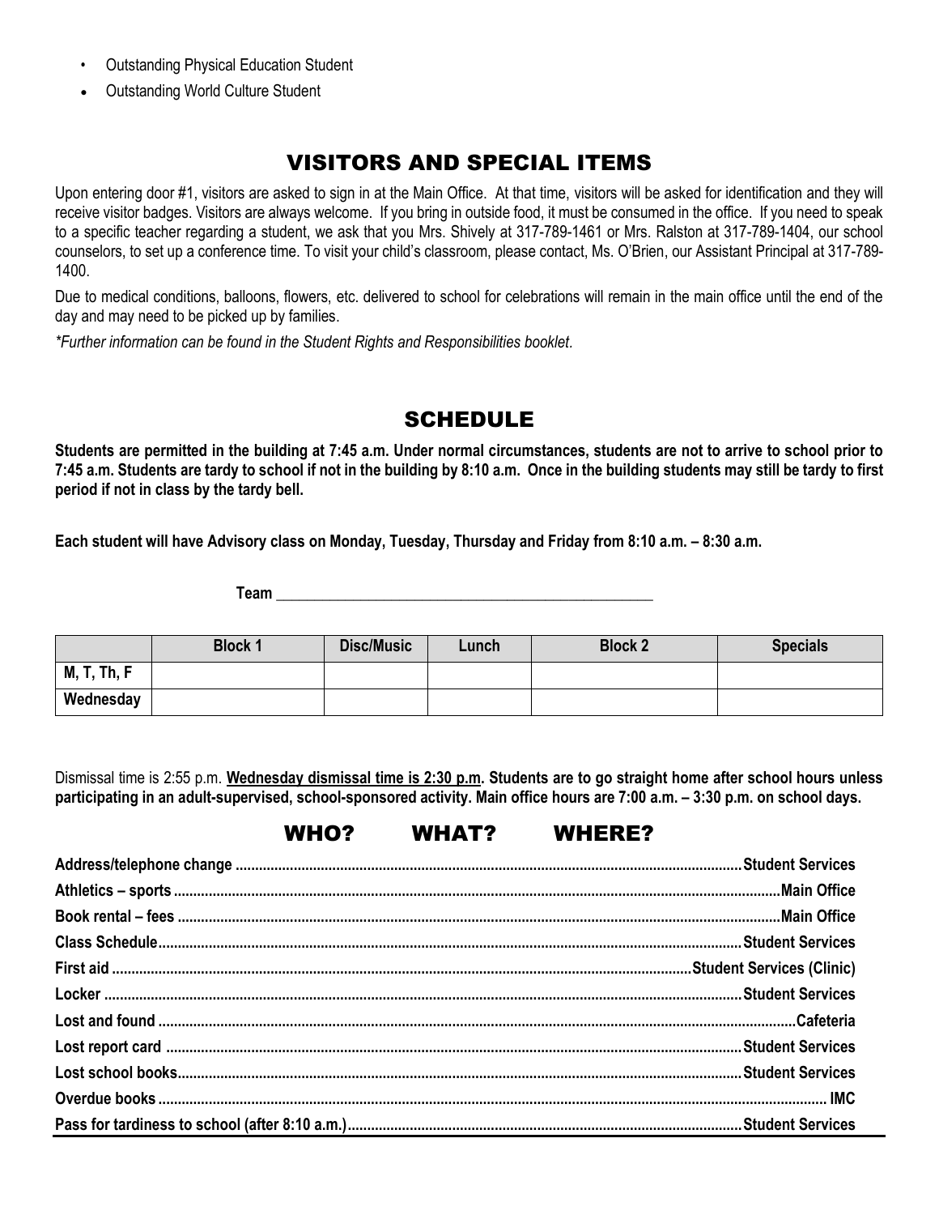- Outstanding Physical Education Student
- Outstanding World Culture Student

## VISITORS AND SPECIAL ITEMS

Upon entering door #1, visitors are asked to sign in at the Main Office. At that time, visitors will be asked for identification and they will receive visitor badges. Visitors are always welcome. If you bring in outside food, it must be consumed in the office. If you need to speak to a specific teacher regarding a student, we ask that you Mrs. Shively at 317-789-1461 or Mrs. Ralston at 317-789-1404, our school counselors, to set up a conference time. To visit your child's classroom, please contact, Ms. O'Brien, our Assistant Principal at 317-789-1400.

Due to medical conditions, balloons, flowers, etc. delivered to school for celebrations will remain in the main office until the end of the day and may need to be picked up by families.

*\*Further information can be found in the Student Rights and Responsibilities booklet.*

## SCHEDULE

**Students are permitted in the building at 7:45 a.m. Under normal circumstances, students are not to arrive to school prior to 7:45 a.m. Students are tardy to school if not in the building by 8:10 a.m. Once in the building students may still be tardy to first period if not in class by the tardy bell.**

**Each student will have Advisory class on Monday, Tuesday, Thursday and Friday from 8:10 a.m. – 8:30 a.m.**

**Team** ____________________________________________

| | Block 1 | Disc/Music | Lunch | Block 2 | Specials |
|---|---|---|---|---|---|
| M, T, Th, F | | | | | |
| Wednesday | | | | | |

Dismissal time is 2:55 p.m. **Wednesday dismissal time is 2:30 p.m. Students are to go straight home after school hours unless participating in an adult-supervised, school-sponsored activity. Main office hours are 7:00 a.m. – 3:30 p.m. on school days.**

## WHO? WHAT? WHERE?

**Address/telephone change** ........ **Student Services**
**Athletics – sports** ........ **Main Office**
**Book rental – fees** ........ **Main Office**
**Class Schedule** ........ **Student Services**
**First aid** ........ **Student Services (Clinic)**
**Locker** ........ **Student Services**
**Lost and found** ........ **Cafeteria**
**Lost report card** ........ **Student Services**
**Lost school books** ........ **Student Services**
**Overdue books** ........ **IMC**
**Pass for tardiness to school (after 8:10 a.m.)** ........ **Student Services**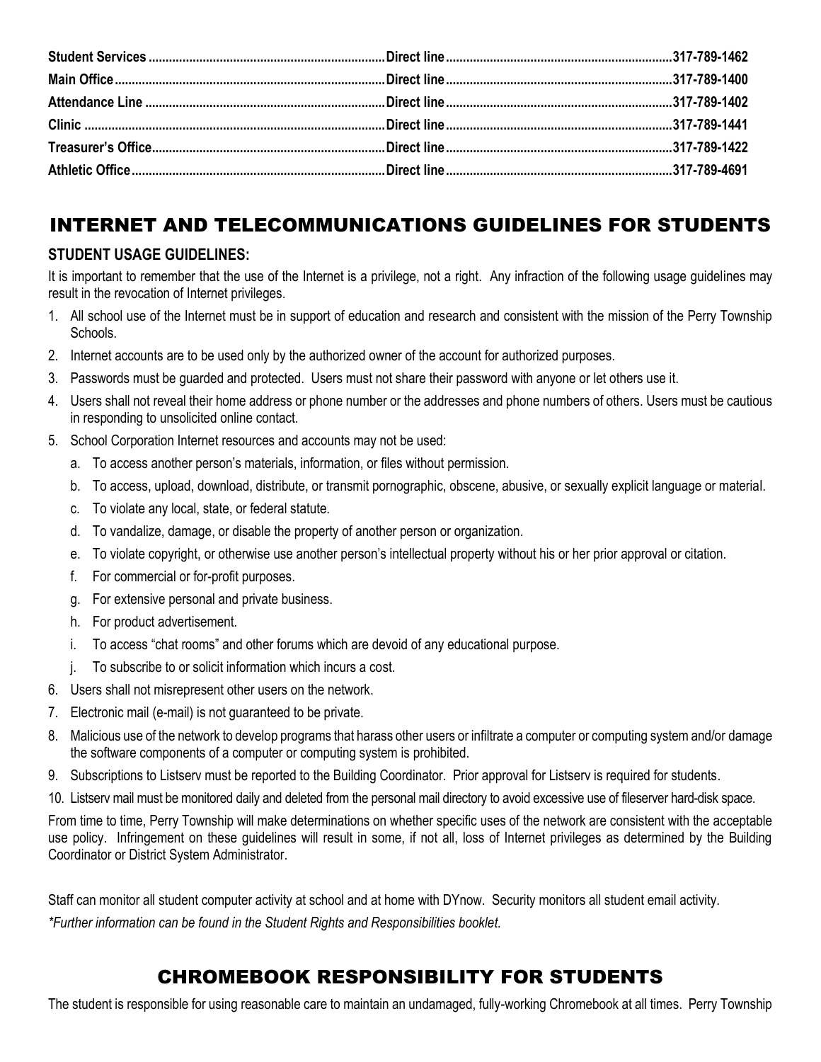| | | |
|---|---|---|
| **Student Services** | **Direct line** | **317-789-1462** |
| **Main Office** | **Direct line** | **317-789-1400** |
| **Attendance Line** | **Direct line** | **317-789-1402** |
| **Clinic** | **Direct line** | **317-789-1441** |
| **Treasurer's Office** | **Direct line** | **317-789-1422** |
| **Athletic Office** | **Direct line** | **317-789-4691** |

## INTERNET AND TELECOMMUNICATIONS GUIDELINES FOR STUDENTS

### STUDENT USAGE GUIDELINES:

It is important to remember that the use of the Internet is a privilege, not a right. Any infraction of the following usage guidelines may result in the revocation of Internet privileges.

1. All school use of the Internet must be in support of education and research and consistent with the mission of the Perry Township Schools.
2. Internet accounts are to be used only by the authorized owner of the account for authorized purposes.
3. Passwords must be guarded and protected. Users must not share their password with anyone or let others use it.
4. Users shall not reveal their home address or phone number or the addresses and phone numbers of others. Users must be cautious in responding to unsolicited online contact.
5. School Corporation Internet resources and accounts may not be used:
   a. To access another person's materials, information, or files without permission.
   b. To access, upload, download, distribute, or transmit pornographic, obscene, abusive, or sexually explicit language or material.
   c. To violate any local, state, or federal statute.
   d. To vandalize, damage, or disable the property of another person or organization.
   e. To violate copyright, or otherwise use another person's intellectual property without his or her prior approval or citation.
   f. For commercial or for-profit purposes.
   g. For extensive personal and private business.
   h. For product advertisement.
   i. To access "chat rooms" and other forums which are devoid of any educational purpose.
   j. To subscribe to or solicit information which incurs a cost.
6. Users shall not misrepresent other users on the network.
7. Electronic mail (e-mail) is not guaranteed to be private.
8. Malicious use of the network to develop programs that harass other users or infiltrate a computer or computing system and/or damage the software components of a computer or computing system is prohibited.
9. Subscriptions to Listserv must be reported to the Building Coordinator. Prior approval for Listserv is required for students.
10. Listserv mail must be monitored daily and deleted from the personal mail directory to avoid excessive use of fileserver hard-disk space.

From time to time, Perry Township will make determinations on whether specific uses of the network are consistent with the acceptable use policy. Infringement on these guidelines will result in some, if not all, loss of Internet privileges as determined by the Building Coordinator or District System Administrator.

Staff can monitor all student computer activity at school and at home with DYnow. Security monitors all student email activity.

*\*Further information can be found in the Student Rights and Responsibilities booklet.*

## CHROMEBOOK RESPONSIBILITY FOR STUDENTS

The student is responsible for using reasonable care to maintain an undamaged, fully-working Chromebook at all times. Perry Township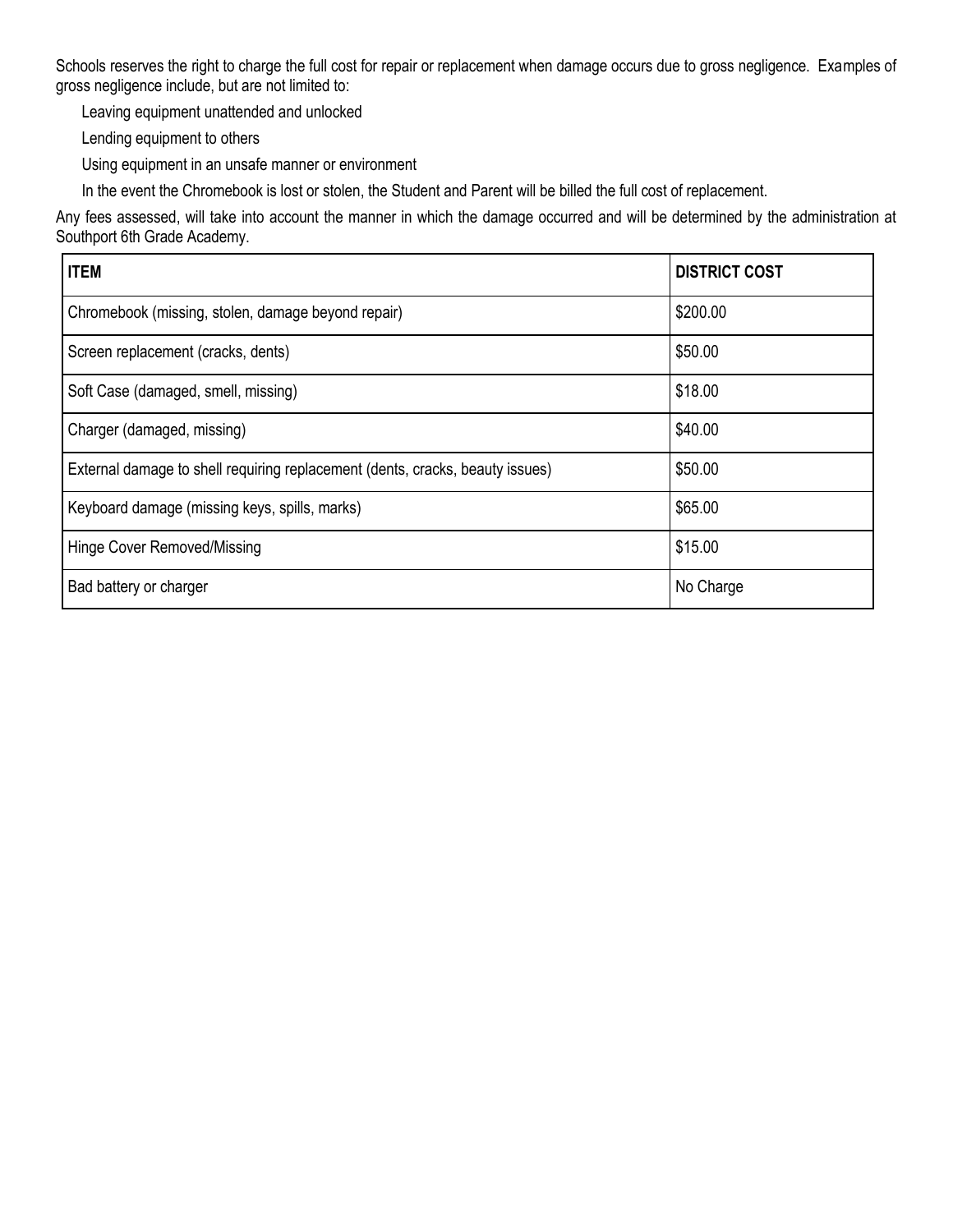Schools reserves the right to charge the full cost for repair or replacement when damage occurs due to gross negligence. Examples of gross negligence include, but are not limited to:

- Leaving equipment unattended and unlocked
- Lending equipment to others
- Using equipment in an unsafe manner or environment
- In the event the Chromebook is lost or stolen, the Student and Parent will be billed the full cost of replacement.

Any fees assessed, will take into account the manner in which the damage occurred and will be determined by the administration at Southport 6th Grade Academy.

| **ITEM** | **DISTRICT COST** |
|---|---|
| Chromebook (missing, stolen, damage beyond repair) | $200.00 |
| Screen replacement (cracks, dents) | $50.00 |
| Soft Case (damaged, smell, missing) | $18.00 |
| Charger (damaged, missing) | $40.00 |
| External damage to shell requiring replacement (dents, cracks, beauty issues) | $50.00 |
| Keyboard damage (missing keys, spills, marks) | $65.00 |
| Hinge Cover Removed/Missing | $15.00 |
| Bad battery or charger | No Charge |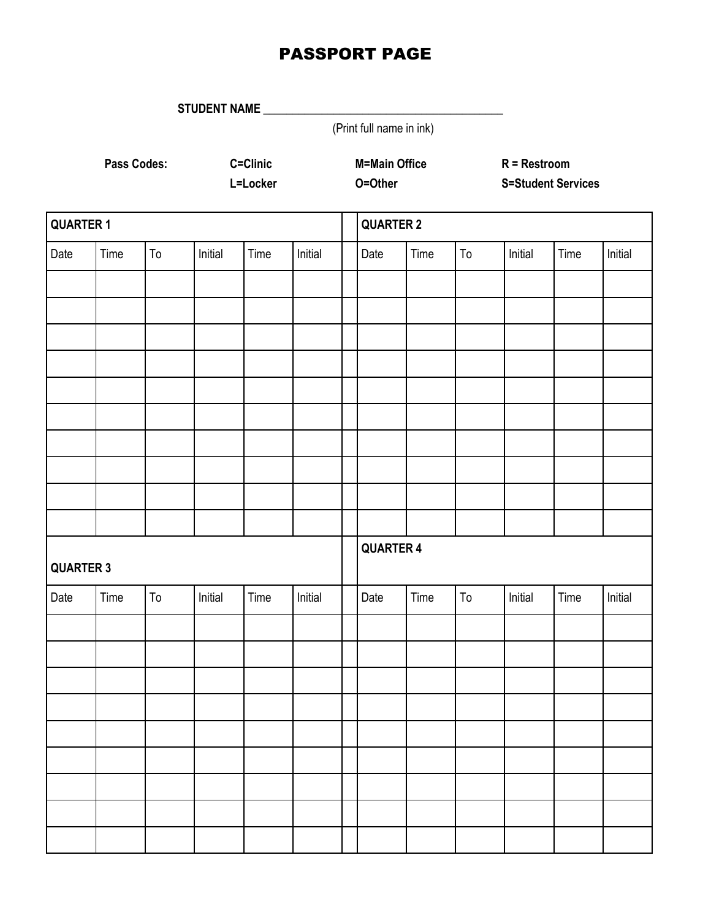# PASSPORT PAGE

**STUDENT NAME** ________________________________________

(Print full name in ink)

**Pass Codes:** **C=Clinic** **M=Main Office** **R = Restroom**
**L=Locker** **O=Other** **S=Student Services**

| **QUARTER 1** | | | | | | | **QUARTER 2** | | | | | |
|---|---|---|---|---|---|---|---|---|---|---|---|---|
| Date | Time | To | Initial | Time | Initial | | Date | Time | To | Initial | Time | Initial |
| | | | | | | | | | | | | |
| | | | | | | | | | | | | |
| | | | | | | | | | | | | |
| | | | | | | | | | | | | |
| | | | | | | | | | | | | |
| | | | | | | | | | | | | |
| | | | | | | | | | | | | |
| | | | | | | | | | | | | |
| | | | | | | | | | | | | |
| | | | | | | | | | | | | |
| **QUARTER 3** | | | | | | | **QUARTER 4** | | | | | |
| Date | Time | To | Initial | Time | Initial | | Date | Time | To | Initial | Time | Initial |
| | | | | | | | | | | | | |
| | | | | | | | | | | | | |
| | | | | | | | | | | | | |
| | | | | | | | | | | | | |
| | | | | | | | | | | | | |
| | | | | | | | | | | | | |
| | | | | | | | | | | | | |
| | | | | | | | | | | | | |
| | | | | | | | | | | | | |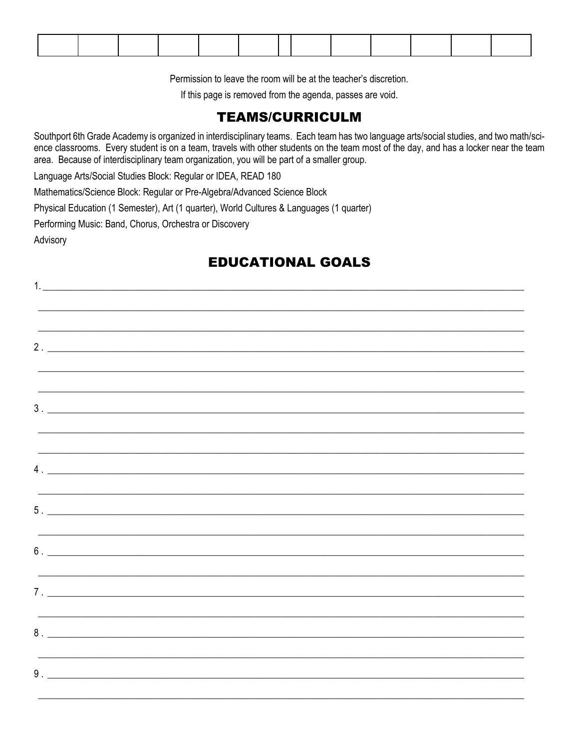| | | | | | | | | | | | | |
|---|---|---|---|---|---|---|---|---|---|---|---|---|
| | | | | | | | | | | | | |

Permission to leave the room will be at the teacher's discretion.

If this page is removed from the agenda, passes are void.

## TEAMS/CURRICULM

Southport 6th Grade Academy is organized in interdisciplinary teams. Each team has two language arts/social studies, and two math/science classrooms. Every student is on a team, travels with other students on the team most of the day, and has a locker near the team area. Because of interdisciplinary team organization, you will be part of a smaller group.

Language Arts/Social Studies Block: Regular or IDEA, READ 180

Mathematics/Science Block: Regular or Pre-Algebra/Advanced Science Block

Physical Education (1 Semester), Art (1 quarter), World Cultures & Languages (1 quarter)

Performing Music: Band, Chorus, Orchestra or Discovery

Advisory

## EDUCATIONAL GOALS

1. ______________________________________________________________________________

______________________________________________________________________________

______________________________________________________________________________

2 . ______________________________________________________________________________

______________________________________________________________________________

______________________________________________________________________________

3 . ______________________________________________________________________________

______________________________________________________________________________

______________________________________________________________________________

4 . ______________________________________________________________________________

______________________________________________________________________________

5 . ______________________________________________________________________________

______________________________________________________________________________

6 . ______________________________________________________________________________

______________________________________________________________________________

7 . ______________________________________________________________________________

______________________________________________________________________________

8 . ______________________________________________________________________________

______________________________________________________________________________

9 . ______________________________________________________________________________

______________________________________________________________________________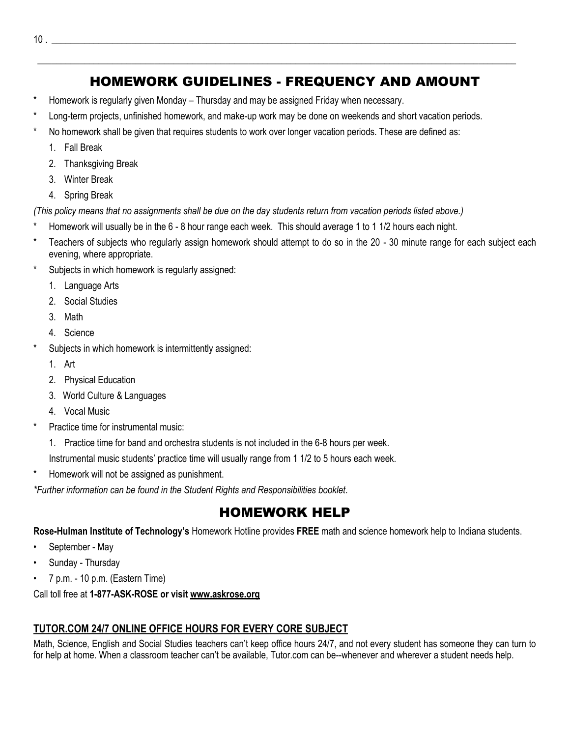10 . ____________________________________________________________________________________________

____________________________________________________________________________________________

## HOMEWORK GUIDELINES - FREQUENCY AND AMOUNT

* Homework is regularly given Monday – Thursday and may be assigned Friday when necessary.
* Long-term projects, unfinished homework, and make-up work may be done on weekends and short vacation periods.
* No homework shall be given that requires students to work over longer vacation periods. These are defined as:
  1. Fall Break
  2. Thanksgiving Break
  3. Winter Break
  4. Spring Break

*(This policy means that no assignments shall be due on the day students return from vacation periods listed above.)*

* Homework will usually be in the 6 - 8 hour range each week. This should average 1 to 1 1/2 hours each night.
* Teachers of subjects who regularly assign homework should attempt to do so in the 20 - 30 minute range for each subject each evening, where appropriate.
* Subjects in which homework is regularly assigned:
  1. Language Arts
  2. Social Studies
  3. Math
  4. Science
* Subjects in which homework is intermittently assigned:
  1. Art
  2. Physical Education
  3. World Culture & Languages
  4. Vocal Music
* Practice time for instrumental music:
  1. Practice time for band and orchestra students is not included in the 6-8 hours per week.

  Instrumental music students' practice time will usually range from 1 1/2 to 5 hours each week.
* Homework will not be assigned as punishment.

*\*Further information can be found in the Student Rights and Responsibilities booklet.*

## HOMEWORK HELP

**Rose-Hulman Institute of Technology's** Homework Hotline provides **FREE** math and science homework help to Indiana students.

- September - May
- Sunday - Thursday
- 7 p.m. - 10 p.m. (Eastern Time)

Call toll free at **1-877-ASK-ROSE or visit www.askrose.org**

### TUTOR.COM 24/7 ONLINE OFFICE HOURS FOR EVERY CORE SUBJECT

Math, Science, English and Social Studies teachers can't keep office hours 24/7, and not every student has someone they can turn to for help at home. When a classroom teacher can't be available, Tutor.com can be--whenever and wherever a student needs help.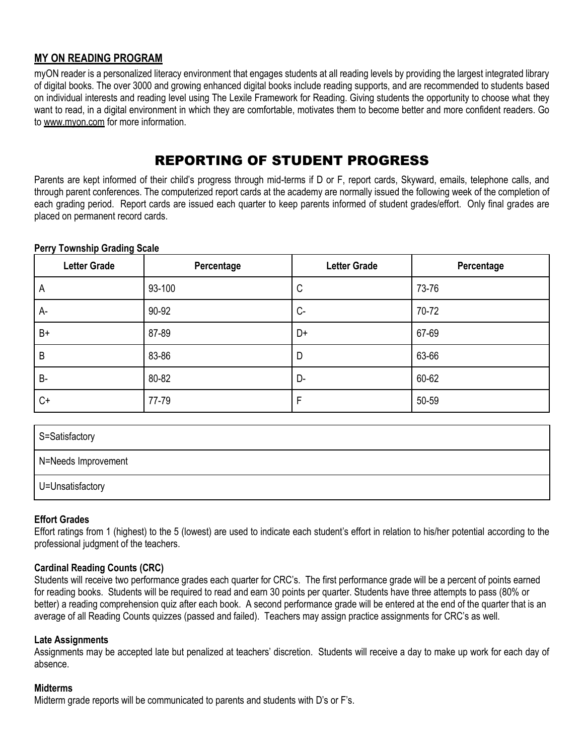## MY ON READING PROGRAM

myON reader is a personalized literacy environment that engages students at all reading levels by providing the largest integrated library of digital books. The over 3000 and growing enhanced digital books include reading supports, and are recommended to students based on individual interests and reading level using The Lexile Framework for Reading. Giving students the opportunity to choose what they want to read, in a digital environment in which they are comfortable, motivates them to become better and more confident readers. Go to www.myon.com for more information.

# REPORTING OF STUDENT PROGRESS

Parents are kept informed of their child's progress through mid-terms if D or F, report cards, Skyward, emails, telephone calls, and through parent conferences. The computerized report cards at the academy are normally issued the following week of the completion of each grading period. Report cards are issued each quarter to keep parents informed of student grades/effort. Only final grades are placed on permanent record cards.

**Perry Township Grading Scale**

| Letter Grade | Percentage | Letter Grade | Percentage |
| --- | --- | --- | --- |
| A | 93-100 | C | 73-76 |
| A- | 90-92 | C- | 70-72 |
| B+ | 87-89 | D+ | 67-69 |
| B | 83-86 | D | 63-66 |
| B- | 80-82 | D- | 60-62 |
| C+ | 77-79 | F | 50-59 |

| S=Satisfactory |
| --- |
| N=Needs Improvement |
| U=Unsatisfactory |

**Effort Grades**

Effort ratings from 1 (highest) to the 5 (lowest) are used to indicate each student's effort in relation to his/her potential according to the professional judgment of the teachers.

**Cardinal Reading Counts (CRC)**

Students will receive two performance grades each quarter for CRC's. The first performance grade will be a percent of points earned for reading books. Students will be required to read and earn 30 points per quarter. Students have three attempts to pass (80% or better) a reading comprehension quiz after each book. A second performance grade will be entered at the end of the quarter that is an average of all Reading Counts quizzes (passed and failed). Teachers may assign practice assignments for CRC's as well.

**Late Assignments**

Assignments may be accepted late but penalized at teachers' discretion. Students will receive a day to make up work for each day of absence.

**Midterms**

Midterm grade reports will be communicated to parents and students with D's or F's.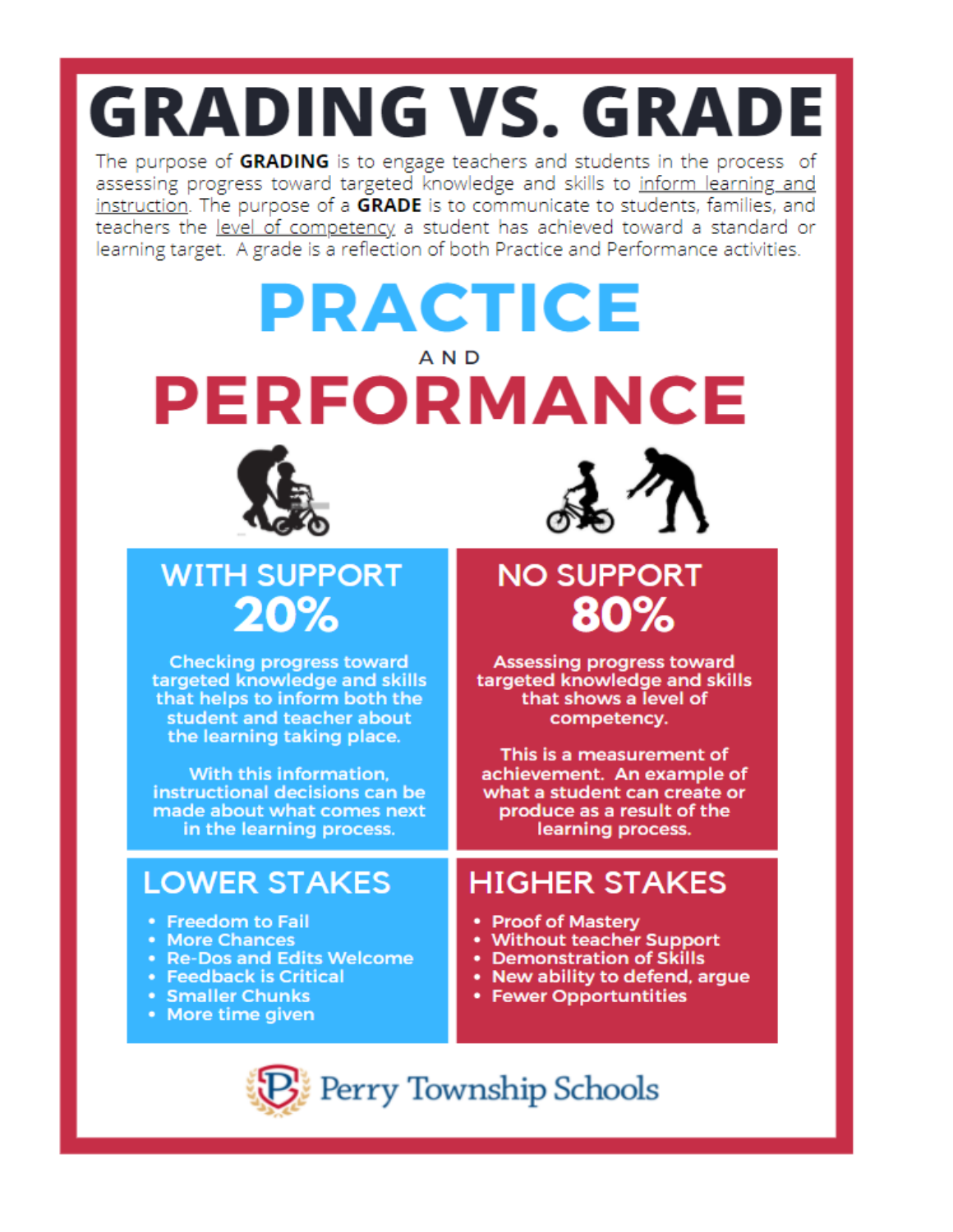# GRADING VS. GRADE

The purpose of **GRADING** is to engage teachers and students in the process of assessing progress toward targeted knowledge and skills to inform learning and instruction. The purpose of a **GRADE** is to communicate to students, families, and teachers the level of competency a student has achieved toward a standard or learning target. A grade is a reflection of both Practice and Performance activities.

# PRACTICE AND PERFORMANCE

## WITH SUPPORT

## 20%

Checking progress toward targeted knowledge and skills that helps to inform both the student and teacher about the learning taking place.

With this information, instructional decisions can be made about what comes next in the learning process.

## NO SUPPORT

## 80%

Assessing progress toward targeted knowledge and skills that shows a level of competency.

This is a measurement of achievement. An example of what a student can create or produce as a result of the learning process.

## LOWER STAKES

- Freedom to Fail
- More Chances
- Re-Dos and Edits Welcome
- Feedback is Critical
- Smaller Chunks
- More time given

## HIGHER STAKES

- Proof of Mastery
- Without teacher Support
- Demonstration of Skills
- New ability to defend, argue
- Fewer Opportuntities

Perry Township Schools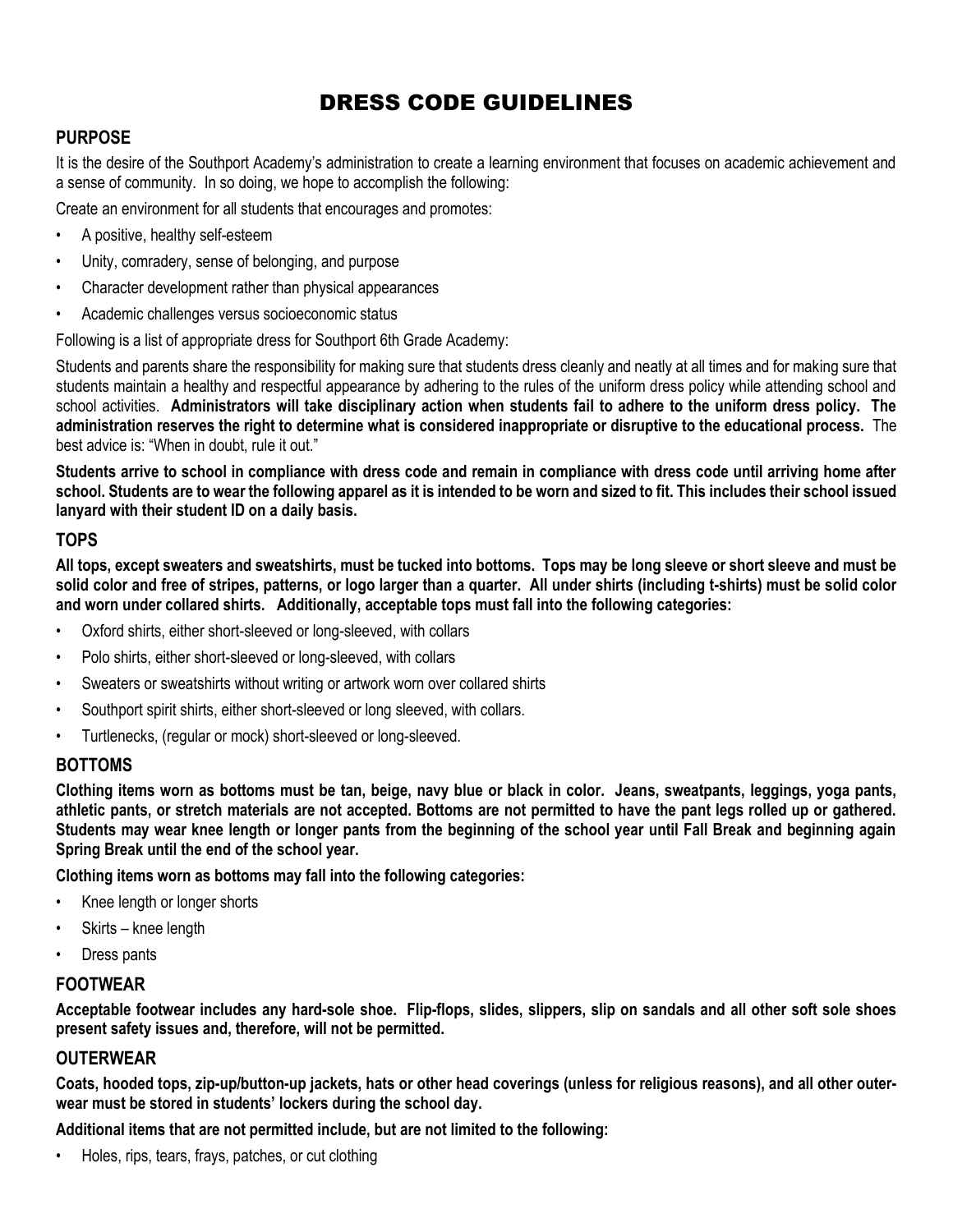# DRESS CODE GUIDELINES

## PURPOSE

It is the desire of the Southport Academy's administration to create a learning environment that focuses on academic achievement and a sense of community. In so doing, we hope to accomplish the following:

Create an environment for all students that encourages and promotes:

- A positive, healthy self-esteem
- Unity, comradery, sense of belonging, and purpose
- Character development rather than physical appearances
- Academic challenges versus socioeconomic status

Following is a list of appropriate dress for Southport 6th Grade Academy:

Students and parents share the responsibility for making sure that students dress cleanly and neatly at all times and for making sure that students maintain a healthy and respectful appearance by adhering to the rules of the uniform dress policy while attending school and school activities. **Administrators will take disciplinary action when students fail to adhere to the uniform dress policy. The administration reserves the right to determine what is considered inappropriate or disruptive to the educational process.** The best advice is: "When in doubt, rule it out."

**Students arrive to school in compliance with dress code and remain in compliance with dress code until arriving home after school. Students are to wear the following apparel as it is intended to be worn and sized to fit. This includes their school issued lanyard with their student ID on a daily basis.**

## TOPS

**All tops, except sweaters and sweatshirts, must be tucked into bottoms. Tops may be long sleeve or short sleeve and must be solid color and free of stripes, patterns, or logo larger than a quarter. All under shirts (including t-shirts) must be solid color and worn under collared shirts. Additionally, acceptable tops must fall into the following categories:**

- Oxford shirts, either short-sleeved or long-sleeved, with collars
- Polo shirts, either short-sleeved or long-sleeved, with collars
- Sweaters or sweatshirts without writing or artwork worn over collared shirts
- Southport spirit shirts, either short-sleeved or long sleeved, with collars.
- Turtlenecks, (regular or mock) short-sleeved or long-sleeved.

## BOTTOMS

**Clothing items worn as bottoms must be tan, beige, navy blue or black in color. Jeans, sweatpants, leggings, yoga pants, athletic pants, or stretch materials are not accepted. Bottoms are not permitted to have the pant legs rolled up or gathered. Students may wear knee length or longer pants from the beginning of the school year until Fall Break and beginning again Spring Break until the end of the school year.**

**Clothing items worn as bottoms may fall into the following categories:**

- Knee length or longer shorts
- Skirts – knee length
- Dress pants

## FOOTWEAR

**Acceptable footwear includes any hard-sole shoe. Flip-flops, slides, slippers, slip on sandals and all other soft sole shoes present safety issues and, therefore, will not be permitted.**

## OUTERWEAR

**Coats, hooded tops, zip-up/button-up jackets, hats or other head coverings (unless for religious reasons), and all other outer-wear must be stored in students' lockers during the school day.**

**Additional items that are not permitted include, but are not limited to the following:**

- Holes, rips, tears, frays, patches, or cut clothing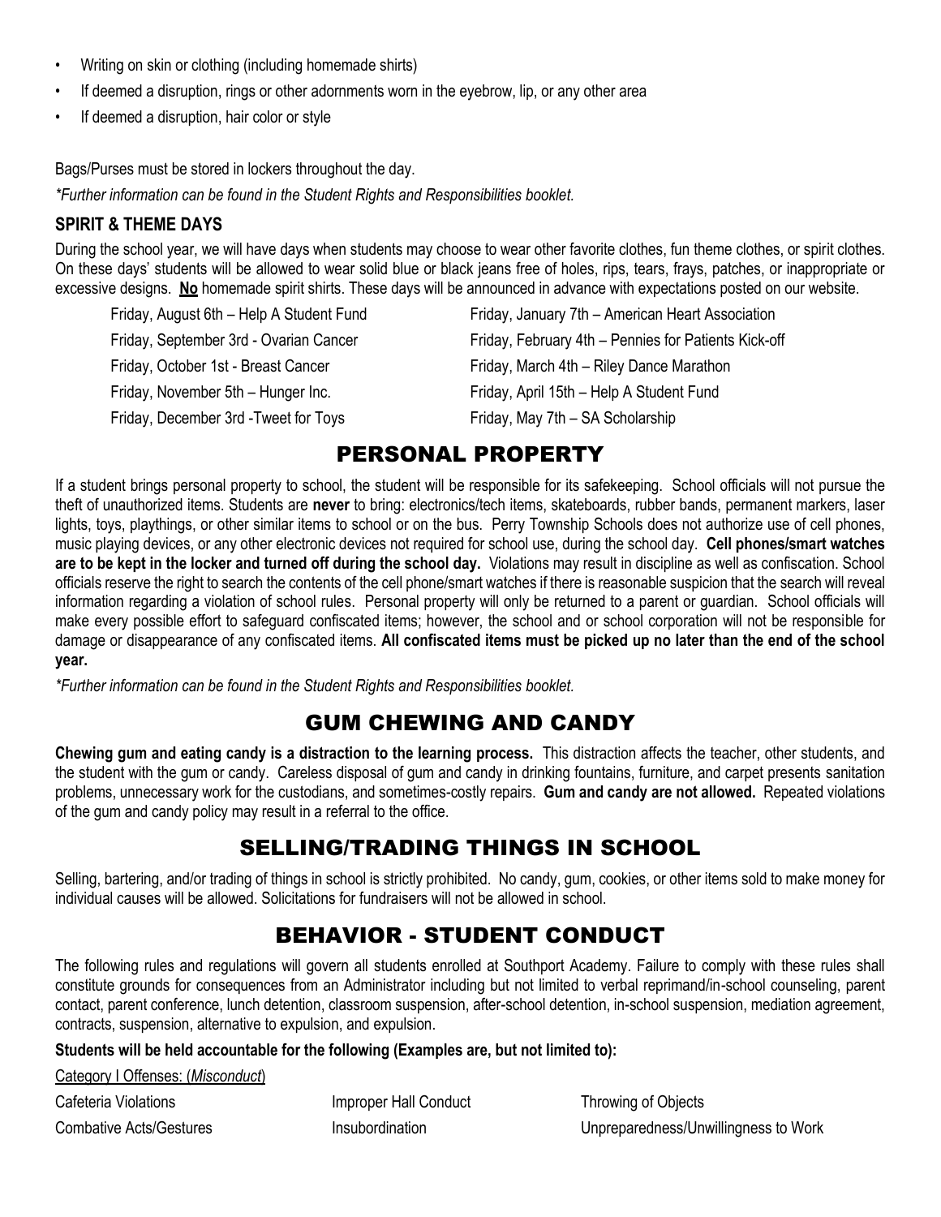- Writing on skin or clothing (including homemade shirts)
- If deemed a disruption, rings or other adornments worn in the eyebrow, lip, or any other area
- If deemed a disruption, hair color or style

Bags/Purses must be stored in lockers throughout the day.

*\*Further information can be found in the Student Rights and Responsibilities booklet.*

### SPIRIT & THEME DAYS

During the school year, we will have days when students may choose to wear other favorite clothes, fun theme clothes, or spirit clothes. On these days' students will be allowed to wear solid blue or black jeans free of holes, rips, tears, frays, patches, or inappropriate or excessive designs. **No** homemade spirit shirts. These days will be announced in advance with expectations posted on our website.

Friday, August 6th – Help A Student Fund
Friday, September 3rd - Ovarian Cancer
Friday, October 1st - Breast Cancer
Friday, November 5th – Hunger Inc.
Friday, December 3rd -Tweet for Toys
Friday, January 7th – American Heart Association
Friday, February 4th – Pennies for Patients Kick-off
Friday, March 4th – Riley Dance Marathon
Friday, April 15th – Help A Student Fund
Friday, May 7th – SA Scholarship

## PERSONAL PROPERTY

If a student brings personal property to school, the student will be responsible for its safekeeping. School officials will not pursue the theft of unauthorized items. Students are **never** to bring: electronics/tech items, skateboards, rubber bands, permanent markers, laser lights, toys, playthings, or other similar items to school or on the bus. Perry Township Schools does not authorize use of cell phones, music playing devices, or any other electronic devices not required for school use, during the school day. **Cell phones/smart watches are to be kept in the locker and turned off during the school day.** Violations may result in discipline as well as confiscation. School officials reserve the right to search the contents of the cell phone/smart watches if there is reasonable suspicion that the search will reveal information regarding a violation of school rules. Personal property will only be returned to a parent or guardian. School officials will make every possible effort to safeguard confiscated items; however, the school and or school corporation will not be responsible for damage or disappearance of any confiscated items. **All confiscated items must be picked up no later than the end of the school year.**

*\*Further information can be found in the Student Rights and Responsibilities booklet.*

## GUM CHEWING AND CANDY

**Chewing gum and eating candy is a distraction to the learning process.** This distraction affects the teacher, other students, and the student with the gum or candy. Careless disposal of gum and candy in drinking fountains, furniture, and carpet presents sanitation problems, unnecessary work for the custodians, and sometimes-costly repairs. **Gum and candy are not allowed.** Repeated violations of the gum and candy policy may result in a referral to the office.

## SELLING/TRADING THINGS IN SCHOOL

Selling, bartering, and/or trading of things in school is strictly prohibited. No candy, gum, cookies, or other items sold to make money for individual causes will be allowed. Solicitations for fundraisers will not be allowed in school.

## BEHAVIOR - STUDENT CONDUCT

The following rules and regulations will govern all students enrolled at Southport Academy. Failure to comply with these rules shall constitute grounds for consequences from an Administrator including but not limited to verbal reprimand/in-school counseling, parent contact, parent conference, lunch detention, classroom suspension, after-school detention, in-school suspension, mediation agreement, contracts, suspension, alternative to expulsion, and expulsion.

**Students will be held accountable for the following (Examples are, but not limited to):**

Category I Offenses: (*Misconduct*)

Cafeteria Violations
Combative Acts/Gestures
Improper Hall Conduct
Insubordination
Throwing of Objects
Unpreparedness/Unwillingness to Work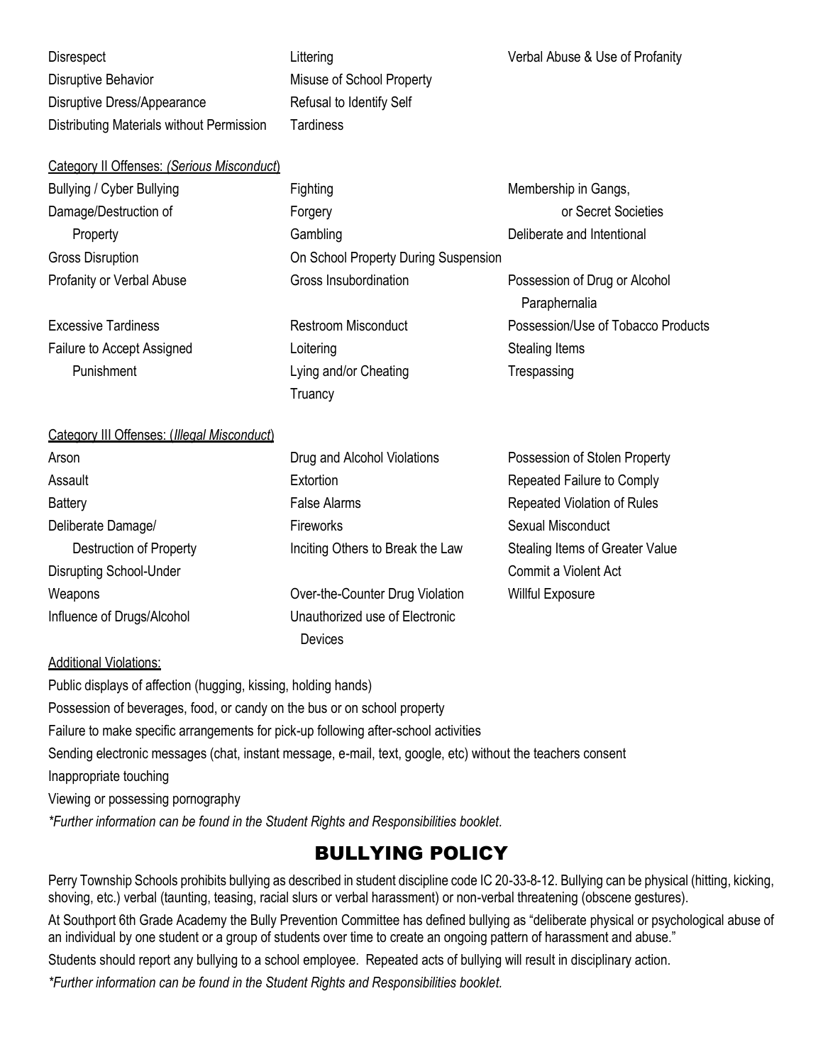Disrespect
Disruptive Behavior
Disruptive Dress/Appearance
Distributing Materials without Permission
Littering
Misuse of School Property
Refusal to Identify Self
Tardiness
Verbal Abuse & Use of Profanity

Category II Offenses: *(Serious Misconduct)*

Bullying / Cyber Bullying
Damage/Destruction of Property
Gross Disruption
Profanity or Verbal Abuse
Excessive Tardiness
Failure to Accept Assigned Punishment
Fighting
Forgery
Gambling
On School Property During Suspension
Gross Insubordination
Restroom Misconduct
Loitering
Lying and/or Cheating
Truancy
Membership in Gangs, or Secret Societies
Deliberate and Intentional
Possession of Drug or Alcohol Paraphernalia
Possession/Use of Tobacco Products
Stealing Items
Trespassing

Category III Offenses: (*Illegal Misconduct*)

Arson
Assault
Battery
Deliberate Damage/ Destruction of Property
Disrupting School-Under
Weapons
Influence of Drugs/Alcohol
Drug and Alcohol Violations
Extortion
False Alarms
Fireworks
Inciting Others to Break the Law
Over-the-Counter Drug Violation
Unauthorized use of Electronic Devices
Possession of Stolen Property
Repeated Failure to Comply
Repeated Violation of Rules
Sexual Misconduct
Stealing Items of Greater Value
Commit a Violent Act
Willful Exposure

Additional Violations:

Public displays of affection (hugging, kissing, holding hands)

Possession of beverages, food, or candy on the bus or on school property

Failure to make specific arrangements for pick-up following after-school activities

Sending electronic messages (chat, instant message, e-mail, text, google, etc) without the teachers consent

Inappropriate touching

Viewing or possessing pornography

*\*Further information can be found in the Student Rights and Responsibilities booklet.*

## BULLYING POLICY

Perry Township Schools prohibits bullying as described in student discipline code IC 20-33-8-12. Bullying can be physical (hitting, kicking, shoving, etc.) verbal (taunting, teasing, racial slurs or verbal harassment) or non-verbal threatening (obscene gestures).

At Southport 6th Grade Academy the Bully Prevention Committee has defined bullying as "deliberate physical or psychological abuse of an individual by one student or a group of students over time to create an ongoing pattern of harassment and abuse."

Students should report any bullying to a school employee. Repeated acts of bullying will result in disciplinary action.

*\*Further information can be found in the Student Rights and Responsibilities booklet.*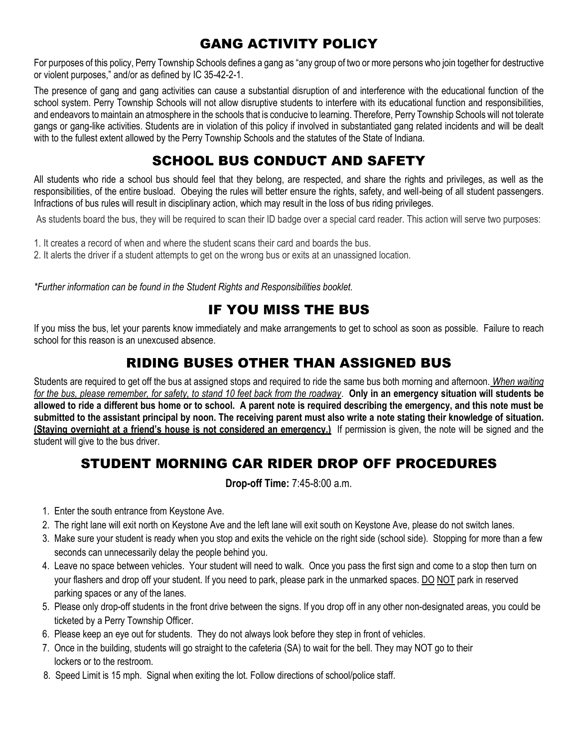# GANG ACTIVITY POLICY

For purposes of this policy, Perry Township Schools defines a gang as "any group of two or more persons who join together for destructive or violent purposes," and/or as defined by IC 35-42-2-1.

The presence of gang and gang activities can cause a substantial disruption of and interference with the educational function of the school system. Perry Township Schools will not allow disruptive students to interfere with its educational function and responsibilities, and endeavors to maintain an atmosphere in the schools that is conducive to learning. Therefore, Perry Township Schools will not tolerate gangs or gang-like activities. Students are in violation of this policy if involved in substantiated gang related incidents and will be dealt with to the fullest extent allowed by the Perry Township Schools and the statutes of the State of Indiana.

# SCHOOL BUS CONDUCT AND SAFETY

All students who ride a school bus should feel that they belong, are respected, and share the rights and privileges, as well as the responsibilities, of the entire busload. Obeying the rules will better ensure the rights, safety, and well-being of all student passengers. Infractions of bus rules will result in disciplinary action, which may result in the loss of bus riding privileges.

As students board the bus, they will be required to scan their ID badge over a special card reader. This action will serve two purposes:

1. It creates a record of when and where the student scans their card and boards the bus.
2. It alerts the driver if a student attempts to get on the wrong bus or exits at an unassigned location.

*\*Further information can be found in the Student Rights and Responsibilities booklet.*

# IF YOU MISS THE BUS

If you miss the bus, let your parents know immediately and make arrangements to get to school as soon as possible. Failure to reach school for this reason is an unexcused absence.

# RIDING BUSES OTHER THAN ASSIGNED BUS

Students are required to get off the bus at assigned stops and required to ride the same bus both morning and afternoon. *When waiting for the bus, please remember, for safety, to stand 10 feet back from the roadway*. **Only in an emergency situation will students be allowed to ride a different bus home or to school. A parent note is required describing the emergency, and this note must be submitted to the assistant principal by noon. The receiving parent must also write a note stating their knowledge of situation. (Staying overnight at a friend's house is not considered an emergency.)** If permission is given, the note will be signed and the student will give to the bus driver.

# STUDENT MORNING CAR RIDER DROP OFF PROCEDURES

**Drop-off Time:** 7:45-8:00 a.m.

1. Enter the south entrance from Keystone Ave.
2. The right lane will exit north on Keystone Ave and the left lane will exit south on Keystone Ave, please do not switch lanes.
3. Make sure your student is ready when you stop and exits the vehicle on the right side (school side). Stopping for more than a few seconds can unnecessarily delay the people behind you.
4. Leave no space between vehicles. Your student will need to walk. Once you pass the first sign and come to a stop then turn on your flashers and drop off your student. If you need to park, please park in the unmarked spaces. DO NOT park in reserved parking spaces or any of the lanes.
5. Please only drop-off students in the front drive between the signs. If you drop off in any other non-designated areas, you could be ticketed by a Perry Township Officer.
6. Please keep an eye out for students. They do not always look before they step in front of vehicles.
7. Once in the building, students will go straight to the cafeteria (SA) to wait for the bell. They may NOT go to their lockers or to the restroom.
8. Speed Limit is 15 mph. Signal when exiting the lot. Follow directions of school/police staff.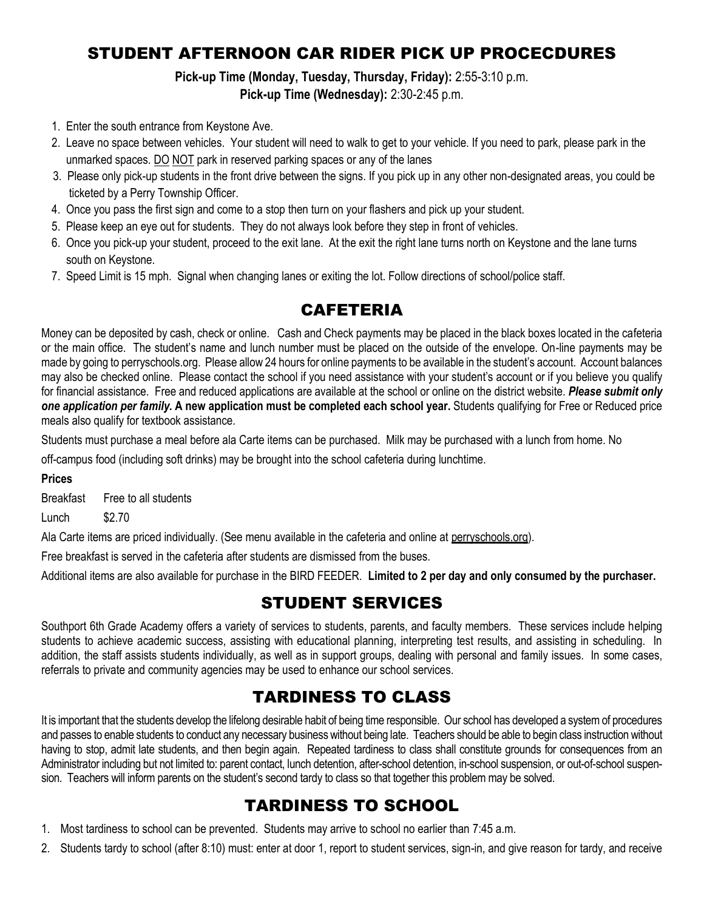## STUDENT AFTERNOON CAR RIDER PICK UP PROCECDURES

**Pick-up Time (Monday, Tuesday, Thursday, Friday):** 2:55-3:10 p.m.
**Pick-up Time (Wednesday):** 2:30-2:45 p.m.

1. Enter the south entrance from Keystone Ave.
2. Leave no space between vehicles. Your student will need to walk to get to your vehicle. If you need to park, please park in the unmarked spaces. DO NOT park in reserved parking spaces or any of the lanes
3. Please only pick-up students in the front drive between the signs. If you pick up in any other non-designated areas, you could be ticketed by a Perry Township Officer.
4. Once you pass the first sign and come to a stop then turn on your flashers and pick up your student.
5. Please keep an eye out for students. They do not always look before they step in front of vehicles.
6. Once you pick-up your student, proceed to the exit lane. At the exit the right lane turns north on Keystone and the lane turns south on Keystone.
7. Speed Limit is 15 mph. Signal when changing lanes or exiting the lot. Follow directions of school/police staff.

## CAFETERIA

Money can be deposited by cash, check or online. Cash and Check payments may be placed in the black boxes located in the cafeteria or the main office. The student's name and lunch number must be placed on the outside of the envelope. On-line payments may be made by going to perryschools.org. Please allow 24 hours for online payments to be available in the student's account. Account balances may also be checked online. Please contact the school if you need assistance with your student's account or if you believe you qualify for financial assistance. Free and reduced applications are available at the school or online on the district website. ***Please submit only one application per family.*** **A new application must be completed each school year.** Students qualifying for Free or Reduced price meals also qualify for textbook assistance.

Students must purchase a meal before ala Carte items can be purchased. Milk may be purchased with a lunch from home. No off-campus food (including soft drinks) may be brought into the school cafeteria during lunchtime.

**Prices**

Breakfast Free to all students

Lunch $2.70

Ala Carte items are priced individually. (See menu available in the cafeteria and online at perryschools.org).

Free breakfast is served in the cafeteria after students are dismissed from the buses.

Additional items are also available for purchase in the BIRD FEEDER. **Limited to 2 per day and only consumed by the purchaser.**

## STUDENT SERVICES

Southport 6th Grade Academy offers a variety of services to students, parents, and faculty members. These services include helping students to achieve academic success, assisting with educational planning, interpreting test results, and assisting in scheduling. In addition, the staff assists students individually, as well as in support groups, dealing with personal and family issues. In some cases, referrals to private and community agencies may be used to enhance our school services.

## TARDINESS TO CLASS

It is important that the students develop the lifelong desirable habit of being time responsible. Our school has developed a system of procedures and passes to enable students to conduct any necessary business without being late. Teachers should be able to begin class instruction without having to stop, admit late students, and then begin again. Repeated tardiness to class shall constitute grounds for consequences from an Administrator including but not limited to: parent contact, lunch detention, after-school detention, in-school suspension, or out-of-school suspension. Teachers will inform parents on the student's second tardy to class so that together this problem may be solved.

## TARDINESS TO SCHOOL

1. Most tardiness to school can be prevented. Students may arrive to school no earlier than 7:45 a.m.
2. Students tardy to school (after 8:10) must: enter at door 1, report to student services, sign-in, and give reason for tardy, and receive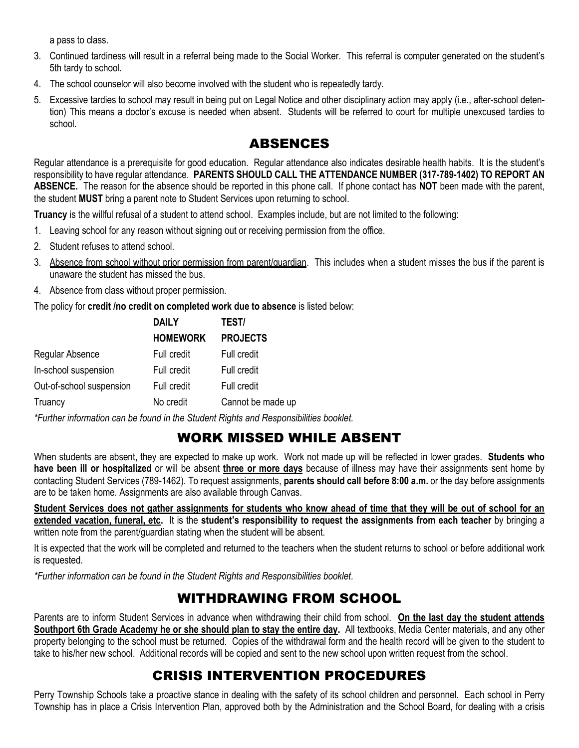a pass to class.

3. Continued tardiness will result in a referral being made to the Social Worker. This referral is computer generated on the student's 5th tardy to school.
4. The school counselor will also become involved with the student who is repeatedly tardy.
5. Excessive tardies to school may result in being put on Legal Notice and other disciplinary action may apply (i.e., after-school detention) This means a doctor's excuse is needed when absent. Students will be referred to court for multiple unexcused tardies to school.

## ABSENCES

Regular attendance is a prerequisite for good education. Regular attendance also indicates desirable health habits. It is the student's responsibility to have regular attendance. **PARENTS SHOULD CALL THE ATTENDANCE NUMBER (317-789-1402) TO REPORT AN ABSENCE.** The reason for the absence should be reported in this phone call. If phone contact has **NOT** been made with the parent, the student **MUST** bring a parent note to Student Services upon returning to school.

**Truancy** is the willful refusal of a student to attend school. Examples include, but are not limited to the following:

1. Leaving school for any reason without signing out or receiving permission from the office.
2. Student refuses to attend school.
3. <u>Absence from school without prior permission from parent/guardian</u>. This includes when a student misses the bus if the parent is unaware the student has missed the bus.
4. Absence from class without proper permission.

The policy for **credit /no credit on completed work due to absence** is listed below:

| | **DAILY HOMEWORK** | **TEST/ PROJECTS** |
|---|---|---|
| Regular Absence | Full credit | Full credit |
| In-school suspension | Full credit | Full credit |
| Out-of-school suspension | Full credit | Full credit |
| Truancy | No credit | Cannot be made up |

*\*Further information can be found in the Student Rights and Responsibilities booklet.*

## WORK MISSED WHILE ABSENT

When students are absent, they are expected to make up work. Work not made up will be reflected in lower grades. **Students who have been ill or hospitalized** or will be absent **<u>three or more days</u>** because of illness may have their assignments sent home by contacting Student Services (789-1462). To request assignments, **parents should call before 8:00 a.m.** or the day before assignments are to be taken home. Assignments are also available through Canvas.

**<u>Student Services does not gather assignments for students who know ahead of time that they will be out of school for an extended vacation, funeral, etc.</u>** It is the **student's responsibility to request the assignments from each teacher** by bringing a written note from the parent/guardian stating when the student will be absent.

It is expected that the work will be completed and returned to the teachers when the student returns to school or before additional work is requested.

*\*Further information can be found in the Student Rights and Responsibilities booklet.*

## WITHDRAWING FROM SCHOOL

Parents are to inform Student Services in advance when withdrawing their child from school. **<u>On the last day the student attends Southport 6th Grade Academy he or she should plan to stay the entire day</u>.** All textbooks, Media Center materials, and any other property belonging to the school must be returned. Copies of the withdrawal form and the health record will be given to the student to take to his/her new school. Additional records will be copied and sent to the new school upon written request from the school.

## CRISIS INTERVENTION PROCEDURES

Perry Township Schools take a proactive stance in dealing with the safety of its school children and personnel. Each school in Perry Township has in place a Crisis Intervention Plan, approved both by the Administration and the School Board, for dealing with a crisis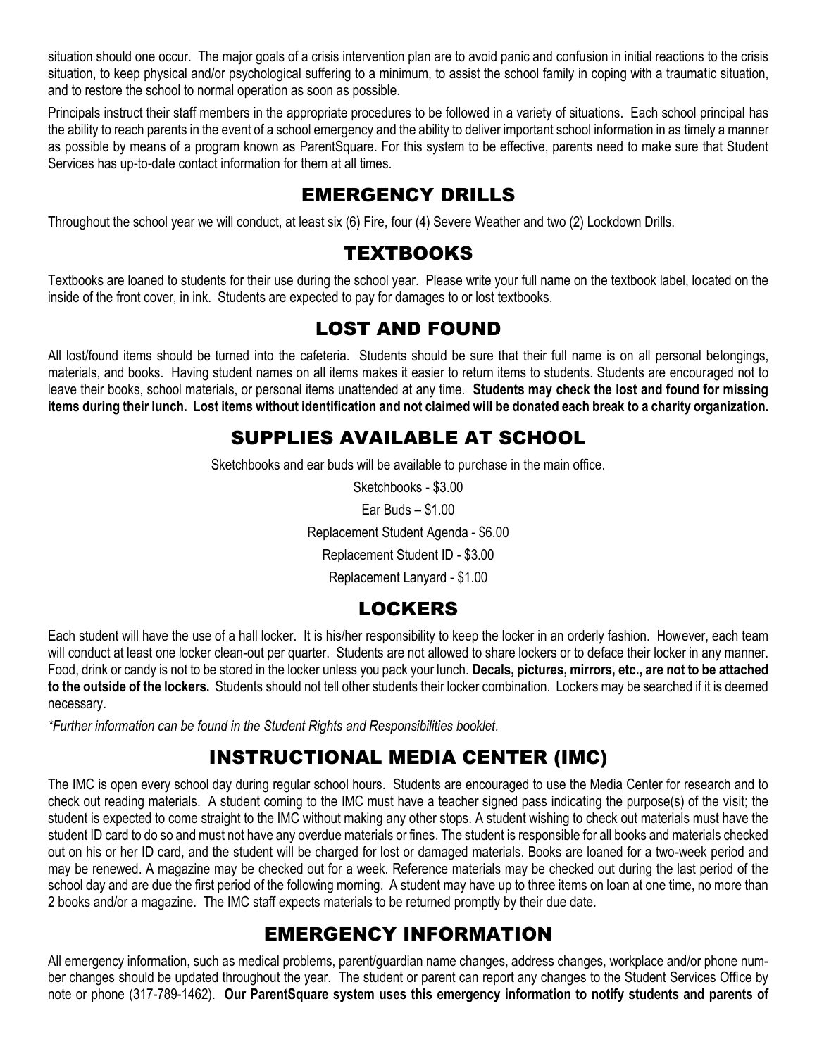situation should one occur. The major goals of a crisis intervention plan are to avoid panic and confusion in initial reactions to the crisis situation, to keep physical and/or psychological suffering to a minimum, to assist the school family in coping with a traumatic situation, and to restore the school to normal operation as soon as possible.

Principals instruct their staff members in the appropriate procedures to be followed in a variety of situations. Each school principal has the ability to reach parents in the event of a school emergency and the ability to deliver important school information in as timely a manner as possible by means of a program known as ParentSquare. For this system to be effective, parents need to make sure that Student Services has up-to-date contact information for them at all times.

## EMERGENCY DRILLS

Throughout the school year we will conduct, at least six (6) Fire, four (4) Severe Weather and two (2) Lockdown Drills.

## TEXTBOOKS

Textbooks are loaned to students for their use during the school year. Please write your full name on the textbook label, located on the inside of the front cover, in ink. Students are expected to pay for damages to or lost textbooks.

## LOST AND FOUND

All lost/found items should be turned into the cafeteria. Students should be sure that their full name is on all personal belongings, materials, and books. Having student names on all items makes it easier to return items to students. Students are encouraged not to leave their books, school materials, or personal items unattended at any time. **Students may check the lost and found for missing items during their lunch. Lost items without identification and not claimed will be donated each break to a charity organization.**

## SUPPLIES AVAILABLE AT SCHOOL

Sketchbooks and ear buds will be available to purchase in the main office.

Sketchbooks - $3.00

Ear Buds – $1.00

Replacement Student Agenda - $6.00

Replacement Student ID - $3.00

Replacement Lanyard - $1.00

## LOCKERS

Each student will have the use of a hall locker. It is his/her responsibility to keep the locker in an orderly fashion. However, each team will conduct at least one locker clean-out per quarter. Students are not allowed to share lockers or to deface their locker in any manner. Food, drink or candy is not to be stored in the locker unless you pack your lunch. **Decals, pictures, mirrors, etc., are not to be attached to the outside of the lockers.** Students should not tell other students their locker combination. Lockers may be searched if it is deemed necessary.

*\*Further information can be found in the Student Rights and Responsibilities booklet.*

## INSTRUCTIONAL MEDIA CENTER (IMC)

The IMC is open every school day during regular school hours. Students are encouraged to use the Media Center for research and to check out reading materials. A student coming to the IMC must have a teacher signed pass indicating the purpose(s) of the visit; the student is expected to come straight to the IMC without making any other stops. A student wishing to check out materials must have the student ID card to do so and must not have any overdue materials or fines. The student is responsible for all books and materials checked out on his or her ID card, and the student will be charged for lost or damaged materials. Books are loaned for a two-week period and may be renewed. A magazine may be checked out for a week. Reference materials may be checked out during the last period of the school day and are due the first period of the following morning. A student may have up to three items on loan at one time, no more than 2 books and/or a magazine. The IMC staff expects materials to be returned promptly by their due date.

## EMERGENCY INFORMATION

All emergency information, such as medical problems, parent/guardian name changes, address changes, workplace and/or phone number changes should be updated throughout the year. The student or parent can report any changes to the Student Services Office by note or phone (317-789-1462). **Our ParentSquare system uses this emergency information to notify students and parents of**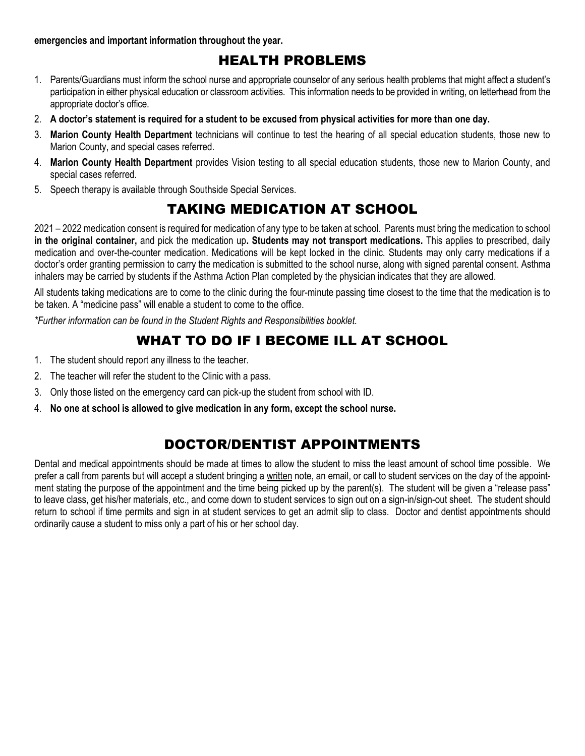**emergencies and important information throughout the year.**

## HEALTH PROBLEMS

1. Parents/Guardians must inform the school nurse and appropriate counselor of any serious health problems that might affect a student's participation in either physical education or classroom activities. This information needs to be provided in writing, on letterhead from the appropriate doctor's office.
2. **A doctor's statement is required for a student to be excused from physical activities for more than one day.**
3. **Marion County Health Department** technicians will continue to test the hearing of all special education students, those new to Marion County, and special cases referred.
4. **Marion County Health Department** provides Vision testing to all special education students, those new to Marion County, and special cases referred.
5. Speech therapy is available through Southside Special Services.

## TAKING MEDICATION AT SCHOOL

2021 – 2022 medication consent is required for medication of any type to be taken at school. Parents must bring the medication to school **in the original container,** and pick the medication up**. Students may not transport medications.** This applies to prescribed, daily medication and over-the-counter medication. Medications will be kept locked in the clinic. Students may only carry medications if a doctor's order granting permission to carry the medication is submitted to the school nurse, along with signed parental consent. Asthma inhalers may be carried by students if the Asthma Action Plan completed by the physician indicates that they are allowed.

All students taking medications are to come to the clinic during the four-minute passing time closest to the time that the medication is to be taken. A "medicine pass" will enable a student to come to the office.

*\*Further information can be found in the Student Rights and Responsibilities booklet.*

## WHAT TO DO IF I BECOME ILL AT SCHOOL

1. The student should report any illness to the teacher.
2. The teacher will refer the student to the Clinic with a pass.
3. Only those listed on the emergency card can pick-up the student from school with ID.
4. **No one at school is allowed to give medication in any form, except the school nurse.**

## DOCTOR/DENTIST APPOINTMENTS

Dental and medical appointments should be made at times to allow the student to miss the least amount of school time possible. We prefer a call from parents but will accept a student bringing a written note, an email, or call to student services on the day of the appointment stating the purpose of the appointment and the time being picked up by the parent(s). The student will be given a "release pass" to leave class, get his/her materials, etc., and come down to student services to sign out on a sign-in/sign-out sheet. The student should return to school if time permits and sign in at student services to get an admit slip to class. Doctor and dentist appointments should ordinarily cause a student to miss only a part of his or her school day.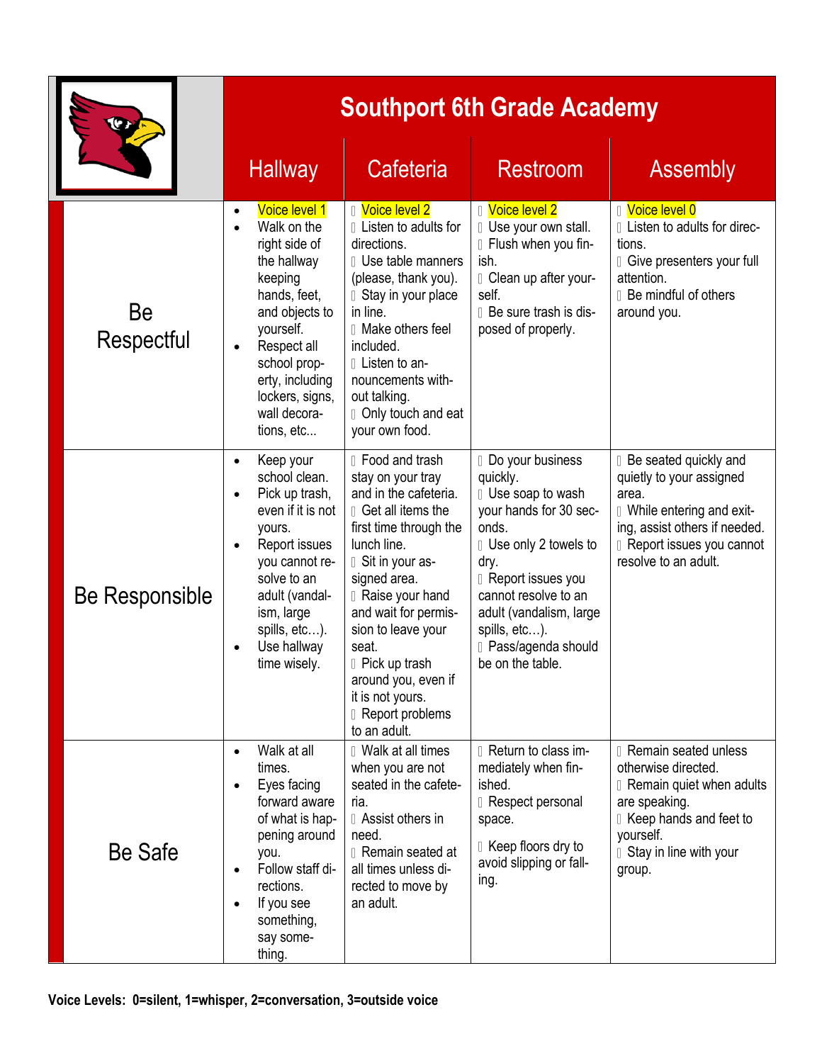# Southport 6th Grade Academy

| | Hallway | Cafeteria | Restroom | Assembly |
|---|---|---|---|---|
| **Be Respectful** | • Voice level 1<br>• Walk on the right side of the hallway keeping hands, feet, and objects to yourself.<br>• Respect all school property, including lockers, signs, wall decorations, etc... | • Voice level 2<br>• Listen to adults for directions.<br>• Use table manners (please, thank you).<br>• Stay in your place in line.<br>• Make others feel included.<br>• Listen to announcements without talking.<br>• Only touch and eat your own food. | • Voice level 2<br>• Use your own stall.<br>• Flush when you finish.<br>• Clean up after yourself.<br>• Be sure trash is disposed of properly. | • Voice level 0<br>• Listen to adults for directions.<br>• Give presenters your full attention.<br>• Be mindful of others around you. |
| **Be Responsible** | • Keep your school clean.<br>• Pick up trash, even if it is not yours.<br>• Report issues you cannot resolve to an adult (vandalism, large spills, etc…).<br>• Use hallway time wisely. | • Food and trash stay on your tray and in the cafeteria.<br>• Get all items the first time through the lunch line.<br>• Sit in your assigned area.<br>• Raise your hand and wait for permission to leave your seat.<br>• Pick up trash around you, even if it is not yours.<br>• Report problems to an adult. | • Do your business quickly.<br>• Use soap to wash your hands for 30 seconds.<br>• Use only 2 towels to dry.<br>• Report issues you cannot resolve to an adult (vandalism, large spills, etc…).<br>• Pass/agenda should be on the table. | • Be seated quickly and quietly to your assigned area.<br>• While entering and exiting, assist others if needed.<br>• Report issues you cannot resolve to an adult. |
| **Be Safe** | • Walk at all times.<br>• Eyes facing forward aware of what is happening around you.<br>• Follow staff directions.<br>• If you see something, say something. | • Walk at all times when you are not seated in the cafeteria.<br>• Assist others in need.<br>• Remain seated at all times unless directed to move by an adult. | • Return to class immediately when finished.<br>• Respect personal space.<br>• Keep floors dry to avoid slipping or falling. | • Remain seated unless otherwise directed.<br>• Remain quiet when adults are speaking.<br>• Keep hands and feet to yourself.<br>• Stay in line with your group. |

**Voice Levels: 0=silent, 1=whisper, 2=conversation, 3=outside voice**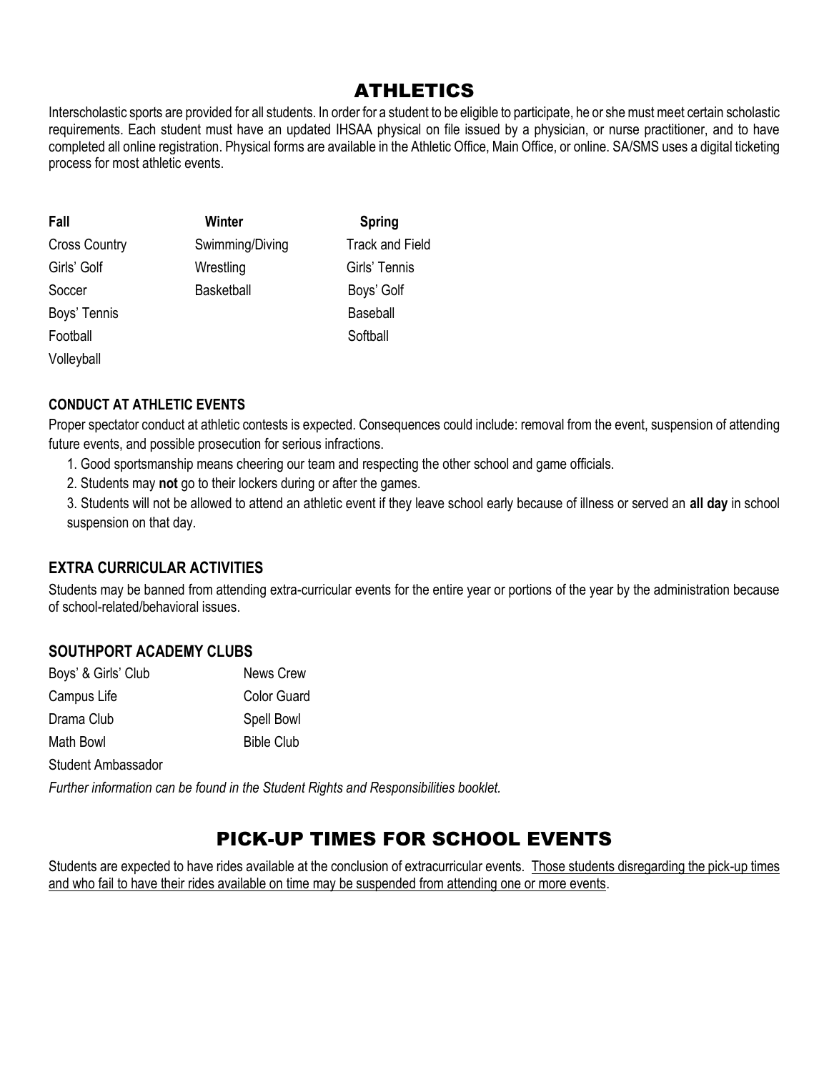# ATHLETICS

Interscholastic sports are provided for all students. In order for a student to be eligible to participate, he or she must meet certain scholastic requirements. Each student must have an updated IHSAA physical on file issued by a physician, or nurse practitioner, and to have completed all online registration. Physical forms are available in the Athletic Office, Main Office, or online. SA/SMS uses a digital ticketing process for most athletic events.

| Fall | Winter | Spring |
| --- | --- | --- |
| Cross Country | Swimming/Diving | Track and Field |
| Girls' Golf | Wrestling | Girls' Tennis |
| Soccer | Basketball | Boys' Golf |
| Boys' Tennis | | Baseball |
| Football | | Softball |
| Volleyball | | |

### CONDUCT AT ATHLETIC EVENTS

Proper spectator conduct at athletic contests is expected. Consequences could include: removal from the event, suspension of attending future events, and possible prosecution for serious infractions.

1. Good sportsmanship means cheering our team and respecting the other school and game officials.
2. Students may **not** go to their lockers during or after the games.
3. Students will not be allowed to attend an athletic event if they leave school early because of illness or served an **all day** in school suspension on that day.

### EXTRA CURRICULAR ACTIVITIES

Students may be banned from attending extra-curricular events for the entire year or portions of the year by the administration because of school-related/behavioral issues.

### SOUTHPORT ACADEMY CLUBS

| | |
| --- | --- |
| Boys' & Girls' Club | News Crew |
| Campus Life | Color Guard |
| Drama Club | Spell Bowl |
| Math Bowl | Bible Club |
| Student Ambassador | |

*Further information can be found in the Student Rights and Responsibilities booklet.*

# PICK-UP TIMES FOR SCHOOL EVENTS

Students are expected to have rides available at the conclusion of extracurricular events. Those students disregarding the pick-up times and who fail to have their rides available on time may be suspended from attending one or more events.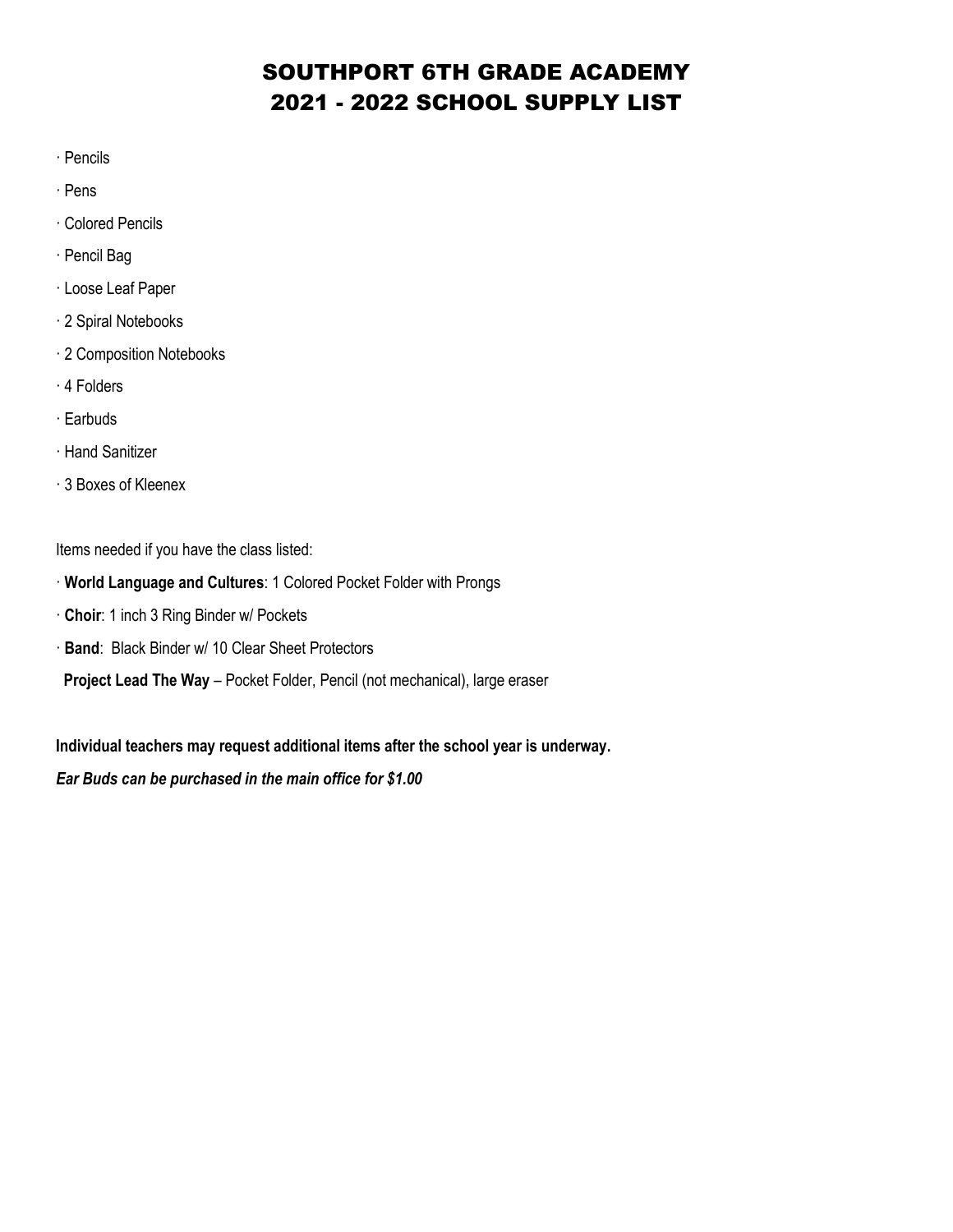# SOUTHPORT 6TH GRADE ACADEMY
# 2021 - 2022 SCHOOL SUPPLY LIST

- Pencils
- Pens
- Colored Pencils
- Pencil Bag
- Loose Leaf Paper
- 2 Spiral Notebooks
- 2 Composition Notebooks
- 4 Folders
- Earbuds
- Hand Sanitizer
- 3 Boxes of Kleenex

Items needed if you have the class listed:

- **World Language and Cultures**: 1 Colored Pocket Folder with Prongs
- **Choir**: 1 inch 3 Ring Binder w/ Pockets
- **Band**: Black Binder w/ 10 Clear Sheet Protectors

**Project Lead The Way** – Pocket Folder, Pencil (not mechanical), large eraser

**Individual teachers may request additional items after the school year is underway.**

***Ear Buds can be purchased in the main office for $1.00***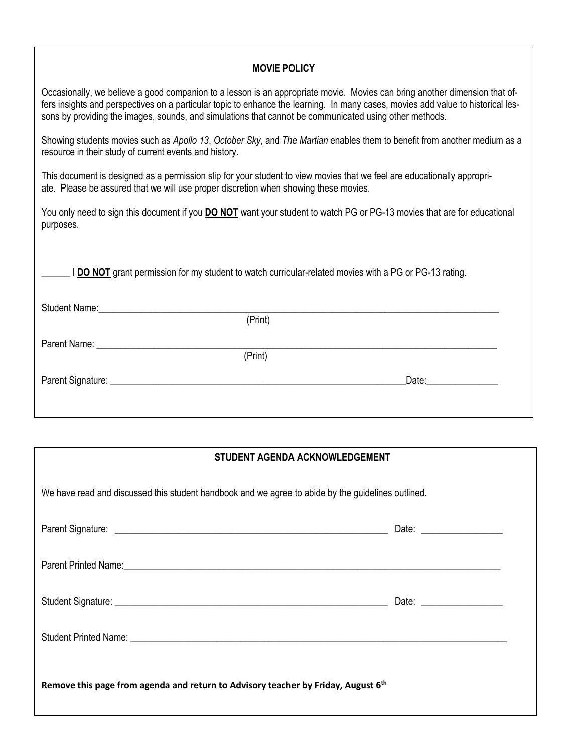## MOVIE POLICY

Occasionally, we believe a good companion to a lesson is an appropriate movie. Movies can bring another dimension that offers insights and perspectives on a particular topic to enhance the learning. In many cases, movies add value to historical lessons by providing the images, sounds, and simulations that cannot be communicated using other methods.

Showing students movies such as *Apollo 13*, *October Sky,* and *The Martian* enables them to benefit from another medium as a resource in their study of current events and history.

This document is designed as a permission slip for your student to view movies that we feel are educationally appropriate. Please be assured that we will use proper discretion when showing these movies.

You only need to sign this document if you **DO NOT** want your student to watch PG or PG-13 movies that are for educational purposes.

______ I **DO NOT** grant permission for my student to watch curricular-related movies with a PG or PG-13 rating.

Student Name:_______________________________________________________________________________
(Print)

Parent Name: _______________________________________________________________________________
(Print)

Parent Signature: _________________________________________________________Date:_______________

## STUDENT AGENDA ACKNOWLEDGEMENT

We have read and discussed this student handbook and we agree to abide by the guidelines outlined.

Parent Signature: _______________________________________________________ Date: _________________

Parent Printed Name:_______________________________________________________________________________

Student Signature: _______________________________________________________ Date: _________________

Student Printed Name: _______________________________________________________________________________

**Remove this page from agenda and return to Advisory teacher by Friday, August 6th**